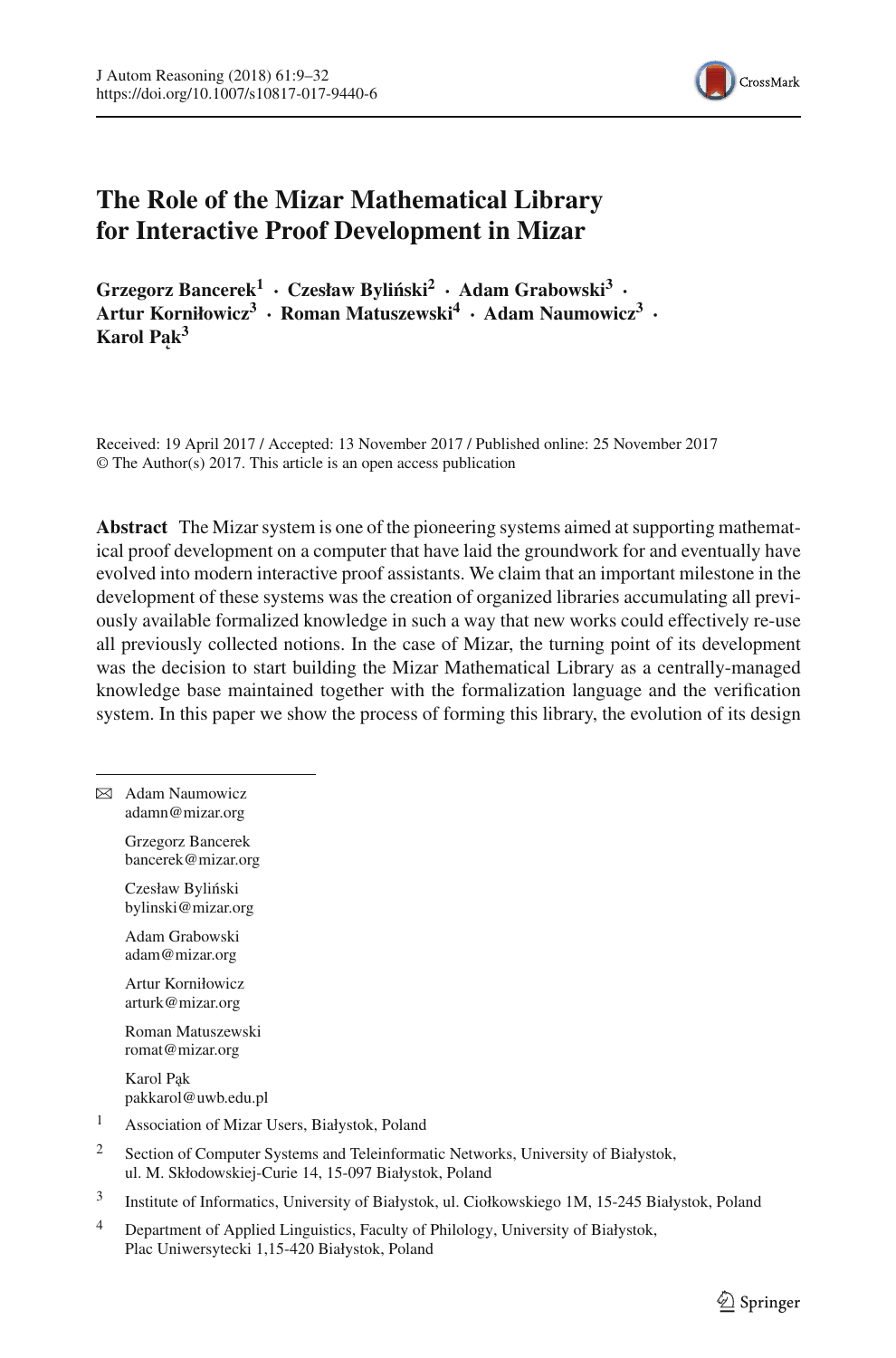# The Role of the Mizar Mathematical Library for Interactive Proof Development in Mizar

**Grzegorz Bancerek[1] · Czesław Byliński[2] · Adam Grabowski[3] · Artur Korniłowicz[3] · Roman Matuszewski[4] · Adam Naumowicz[3] · Karol Pąk[3]**

Received: 19 April 2017 / Accepted: 13 November 2017 / Published online: 25 November 2017
© The Author(s) 2017. This article is an open access publication

**Abstract** The Mizar system is one of the pioneering systems aimed at supporting mathematical proof development on a computer that have laid the groundwork for and eventually have evolved into modern interactive proof assistants. We claim that an important milestone in the development of these systems was the creation of organized libraries accumulating all previously available formalized knowledge in such a way that new works could effectively re-use all previously collected notions. In the case of Mizar, the turning point of its development was the decision to start building the Mizar Mathematical Library as a centrally-managed knowledge base maintained together with the formalization language and the verification system. In this paper we show the process of forming this library, the evolution of its design

---

✉ Adam Naumowicz
adamn@mizar.org

Grzegorz Bancerek
bancerek@mizar.org

Czesław Byliński
bylinski@mizar.org

Adam Grabowski
adam@mizar.org

Artur Korniłowicz
arturk@mizar.org

Roman Matuszewski
romat@mizar.org

Karol Pąk
pakkarol@uwb.edu.pl

1. Association of Mizar Users, Białystok, Poland
2. Section of Computer Systems and Teleinformatic Networks, University of Białystok, ul. M. Skłodowskiej-Curie 14, 15-097 Białystok, Poland
3. Institute of Informatics, University of Białystok, ul. Ciołkowskiego 1M, 15-245 Białystok, Poland
4. Department of Applied Linguistics, Faculty of Philology, University of Białystok, Plac Uniwersytecki 1,15-420 Białystok, Poland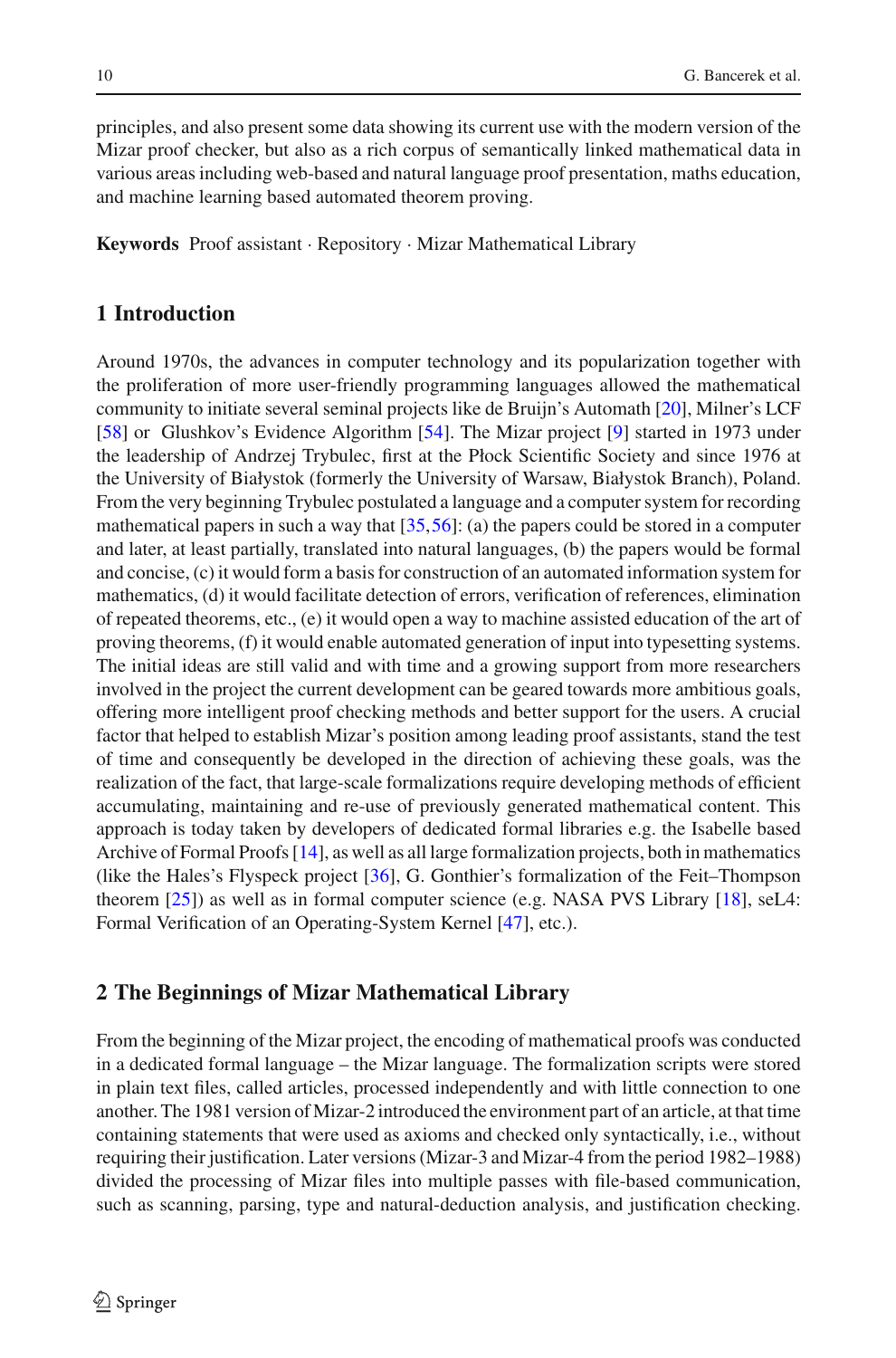principles, and also present some data showing its current use with the modern version of the Mizar proof checker, but also as a rich corpus of semantically linked mathematical data in various areas including web-based and natural language proof presentation, maths education, and machine learning based automated theorem proving.

**Keywords** Proof assistant · Repository · Mizar Mathematical Library

## 1 Introduction

Around 1970s, the advances in computer technology and its popularization together with the proliferation of more user-friendly programming languages allowed the mathematical community to initiate several seminal projects like de Bruijn's Automath [20], Milner's LCF [58] or Glushkov's Evidence Algorithm [54]. The Mizar project [9] started in 1973 under the leadership of Andrzej Trybulec, first at the Płock Scientific Society and since 1976 at the University of Białystok (formerly the University of Warsaw, Białystok Branch), Poland. From the very beginning Trybulec postulated a language and a computer system for recording mathematical papers in such a way that [35,56]: (a) the papers could be stored in a computer and later, at least partially, translated into natural languages, (b) the papers would be formal and concise, (c) it would form a basis for construction of an automated information system for mathematics, (d) it would facilitate detection of errors, verification of references, elimination of repeated theorems, etc., (e) it would open a way to machine assisted education of the art of proving theorems, (f) it would enable automated generation of input into typesetting systems. The initial ideas are still valid and with time and a growing support from more researchers involved in the project the current development can be geared towards more ambitious goals, offering more intelligent proof checking methods and better support for the users. A crucial factor that helped to establish Mizar's position among leading proof assistants, stand the test of time and consequently be developed in the direction of achieving these goals, was the realization of the fact, that large-scale formalizations require developing methods of efficient accumulating, maintaining and re-use of previously generated mathematical content. This approach is today taken by developers of dedicated formal libraries e.g. the Isabelle based Archive of Formal Proofs [14], as well as all large formalization projects, both in mathematics (like the Hales's Flyspeck project [36], G. Gonthier's formalization of the Feit–Thompson theorem [25]) as well as in formal computer science (e.g. NASA PVS Library [18], seL4: Formal Verification of an Operating-System Kernel [47], etc.).

## 2 The Beginnings of Mizar Mathematical Library

From the beginning of the Mizar project, the encoding of mathematical proofs was conducted in a dedicated formal language – the Mizar language. The formalization scripts were stored in plain text files, called articles, processed independently and with little connection to one another. The 1981 version of Mizar-2 introduced the environment part of an article, at that time containing statements that were used as axioms and checked only syntactically, i.e., without requiring their justification. Later versions (Mizar-3 and Mizar-4 from the period 1982–1988) divided the processing of Mizar files into multiple passes with file-based communication, such as scanning, parsing, type and natural-deduction analysis, and justification checking.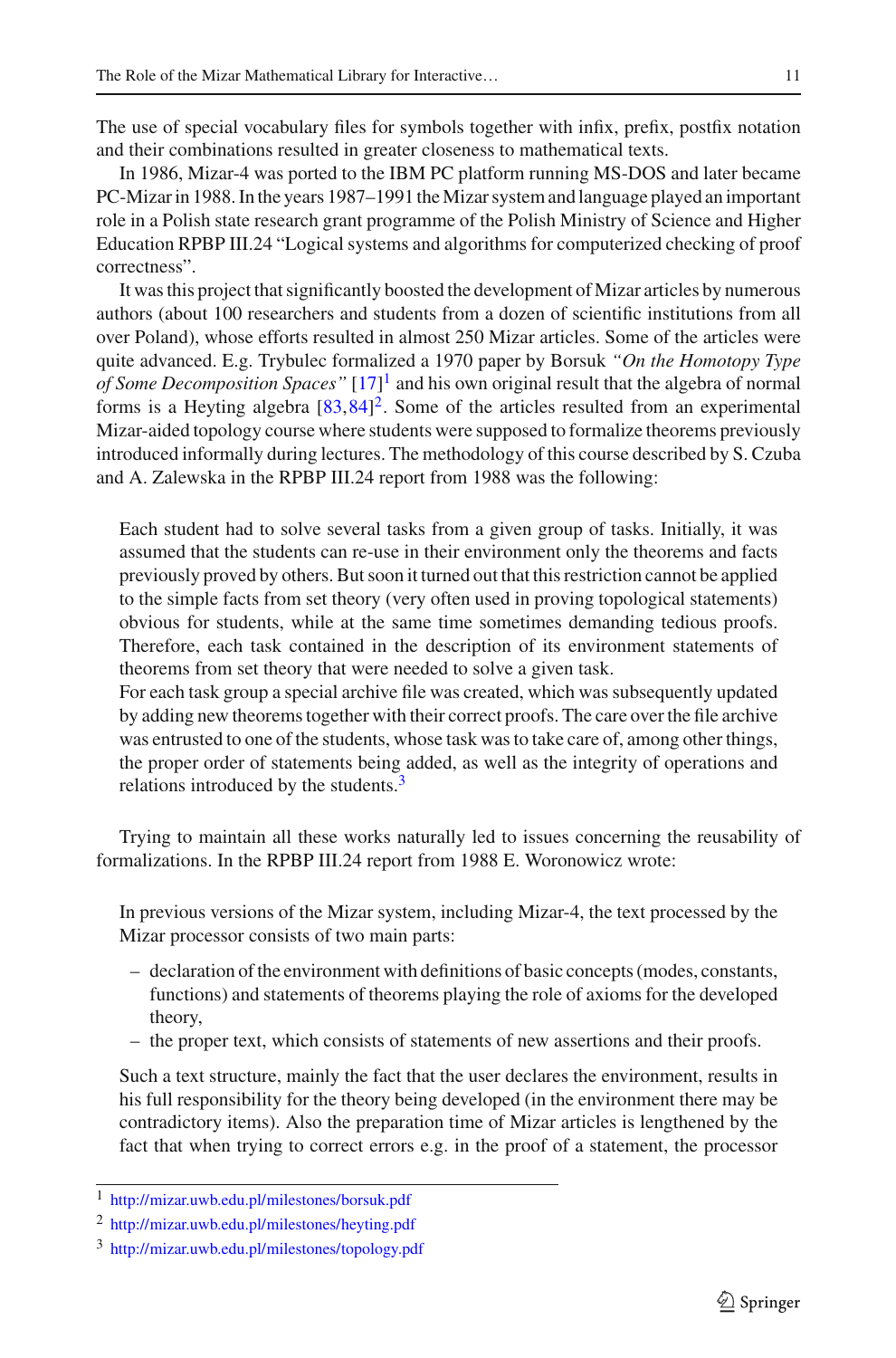The use of special vocabulary files for symbols together with infix, prefix, postfix notation and their combinations resulted in greater closeness to mathematical texts.

In 1986, Mizar-4 was ported to the IBM PC platform running MS-DOS and later became PC-Mizar in 1988. In the years 1987–1991 the Mizar system and language played an important role in a Polish state research grant programme of the Polish Ministry of Science and Higher Education RPBP III.24 "Logical systems and algorithms for computerized checking of proof correctness".

It was this project that significantly boosted the development of Mizar articles by numerous authors (about 100 researchers and students from a dozen of scientific institutions from all over Poland), whose efforts resulted in almost 250 Mizar articles. Some of the articles were quite advanced. E.g. Trybulec formalized a 1970 paper by Borsuk *"On the Homotopy Type of Some Decomposition Spaces"* [17][1] and his own original result that the algebra of normal forms is a Heyting algebra [83,84][2]. Some of the articles resulted from an experimental Mizar-aided topology course where students were supposed to formalize theorems previously introduced informally during lectures. The methodology of this course described by S. Czuba and A. Zalewska in the RPBP III.24 report from 1988 was the following:

> Each student had to solve several tasks from a given group of tasks. Initially, it was assumed that the students can re-use in their environment only the theorems and facts previously proved by others. But soon it turned out that this restriction cannot be applied to the simple facts from set theory (very often used in proving topological statements) obvious for students, while at the same time sometimes demanding tedious proofs. Therefore, each task contained in the description of its environment statements of theorems from set theory that were needed to solve a given task.
> For each task group a special archive file was created, which was subsequently updated by adding new theorems together with their correct proofs. The care over the file archive was entrusted to one of the students, whose task was to take care of, among other things, the proper order of statements being added, as well as the integrity of operations and relations introduced by the students.[3]

Trying to maintain all these works naturally led to issues concerning the reusability of formalizations. In the RPBP III.24 report from 1988 E. Woronowicz wrote:

> In previous versions of the Mizar system, including Mizar-4, the text processed by the Mizar processor consists of two main parts:
>
> – declaration of the environment with definitions of basic concepts (modes, constants, functions) and statements of theorems playing the role of axioms for the developed theory,
> – the proper text, which consists of statements of new assertions and their proofs.
>
> Such a text structure, mainly the fact that the user declares the environment, results in his full responsibility for the theory being developed (in the environment there may be contradictory items). Also the preparation time of Mizar articles is lengthened by the fact that when trying to correct errors e.g. in the proof of a statement, the processor

[1] http://mizar.uwb.edu.pl/milestones/borsuk.pdf

[2] http://mizar.uwb.edu.pl/milestones/heyting.pdf

[3] http://mizar.uwb.edu.pl/milestones/topology.pdf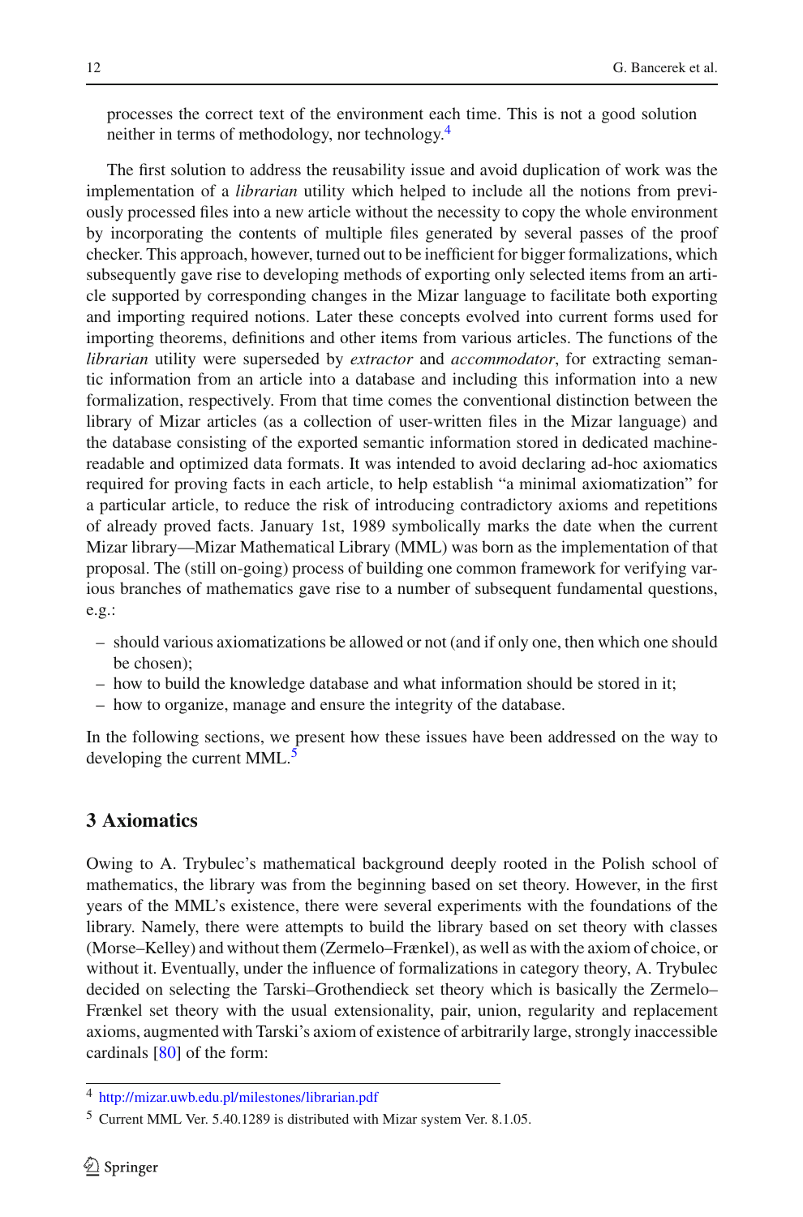processes the correct text of the environment each time. This is not a good solution neither in terms of methodology, nor technology.[4]

The first solution to address the reusability issue and avoid duplication of work was the implementation of a *librarian* utility which helped to include all the notions from previously processed files into a new article without the necessity to copy the whole environment by incorporating the contents of multiple files generated by several passes of the proof checker. This approach, however, turned out to be inefficient for bigger formalizations, which subsequently gave rise to developing methods of exporting only selected items from an article supported by corresponding changes in the Mizar language to facilitate both exporting and importing required notions. Later these concepts evolved into current forms used for importing theorems, definitions and other items from various articles. The functions of the *librarian* utility were superseded by *extractor* and *accommodator*, for extracting semantic information from an article into a database and including this information into a new formalization, respectively. From that time comes the conventional distinction between the library of Mizar articles (as a collection of user-written files in the Mizar language) and the database consisting of the exported semantic information stored in dedicated machine-readable and optimized data formats. It was intended to avoid declaring ad-hoc axiomatics required for proving facts in each article, to help establish "a minimal axiomatization" for a particular article, to reduce the risk of introducing contradictory axioms and repetitions of already proved facts. January 1st, 1989 symbolically marks the date when the current Mizar library—Mizar Mathematical Library (MML) was born as the implementation of that proposal. The (still on-going) process of building one common framework for verifying various branches of mathematics gave rise to a number of subsequent fundamental questions, e.g.:

- should various axiomatizations be allowed or not (and if only one, then which one should be chosen);
- how to build the knowledge database and what information should be stored in it;
- how to organize, manage and ensure the integrity of the database.

In the following sections, we present how these issues have been addressed on the way to developing the current MML.[5]

## 3 Axiomatics

Owing to A. Trybulec's mathematical background deeply rooted in the Polish school of mathematics, the library was from the beginning based on set theory. However, in the first years of the MML's existence, there were several experiments with the foundations of the library. Namely, there were attempts to build the library based on set theory with classes (Morse–Kelley) and without them (Zermelo–Frænkel), as well as with the axiom of choice, or without it. Eventually, under the influence of formalizations in category theory, A. Trybulec decided on selecting the Tarski–Grothendieck set theory which is basically the Zermelo–Frænkel set theory with the usual extensionality, pair, union, regularity and replacement axioms, augmented with Tarski's axiom of existence of arbitrarily large, strongly inaccessible cardinals [80] of the form:

---

[4] http://mizar.uwb.edu.pl/milestones/librarian.pdf

[5] Current MML Ver. 5.40.1289 is distributed with Mizar system Ver. 8.1.05.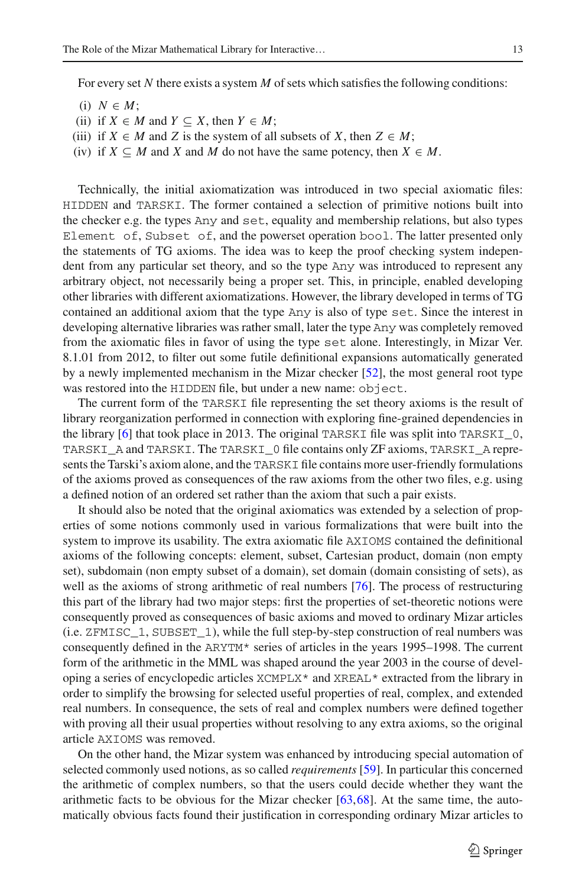For every set $N$ there exists a system $M$ of sets which satisfies the following conditions:

(i) $N \in M$;
(ii) if $X \in M$ and $Y \subseteq X$, then $Y \in M$;
(iii) if $X \in M$ and $Z$ is the system of all subsets of $X$, then $Z \in M$;
(iv) if $X \subseteq M$ and $X$ and $M$ do not have the same potency, then $X \in M$.

Technically, the initial axiomatization was introduced in two special axiomatic files: `HIDDEN` and `TARSKI`. The former contained a selection of primitive notions built into the checker e.g. the types `Any` and `set`, equality and membership relations, but also types `Element of`, `Subset of`, and the powerset operation `bool`. The latter presented only the statements of TG axioms. The idea was to keep the proof checking system independent from any particular set theory, and so the type `Any` was introduced to represent any arbitrary object, not necessarily being a proper set. This, in principle, enabled developing other libraries with different axiomatizations. However, the library developed in terms of TG contained an additional axiom that the type `Any` is also of type `set`. Since the interest in developing alternative libraries was rather small, later the type `Any` was completely removed from the axiomatic files in favor of using the type `set` alone. Interestingly, in Mizar Ver. 8.1.01 from 2012, to filter out some futile definitional expansions automatically generated by a newly implemented mechanism in the Mizar checker [52], the most general root type was restored into the `HIDDEN` file, but under a new name: `object`.

The current form of the `TARSKI` file representing the set theory axioms is the result of library reorganization performed in connection with exploring fine-grained dependencies in the library [6] that took place in 2013. The original `TARSKI` file was split into `TARSKI_0`, `TARSKI_A` and `TARSKI`. The `TARSKI_0` file contains only ZF axioms, `TARSKI_A` represents the Tarski's axiom alone, and the `TARSKI` file contains more user-friendly formulations of the axioms proved as consequences of the raw axioms from the other two files, e.g. using a defined notion of an ordered set rather than the axiom that such a pair exists.

It should also be noted that the original axiomatics was extended by a selection of properties of some notions commonly used in various formalizations that were built into the system to improve its usability. The extra axiomatic file `AXIOMS` contained the definitional axioms of the following concepts: element, subset, Cartesian product, domain (non empty set), subdomain (non empty subset of a domain), set domain (domain consisting of sets), as well as the axioms of strong arithmetic of real numbers [76]. The process of restructuring this part of the library had two major steps: first the properties of set-theoretic notions were consequently proved as consequences of basic axioms and moved to ordinary Mizar articles (i.e. `ZFMISC_1`, `SUBSET_1`), while the full step-by-step construction of real numbers was consequently defined in the `ARYTM*` series of articles in the years 1995–1998. The current form of the arithmetic in the MML was shaped around the year 2003 in the course of developing a series of encyclopedic articles `XCMPLX*` and `XREAL*` extracted from the library in order to simplify the browsing for selected useful properties of real, complex, and extended real numbers. In consequence, the sets of real and complex numbers were defined together with proving all their usual properties without resolving to any extra axioms, so the original article `AXIOMS` was removed.

On the other hand, the Mizar system was enhanced by introducing special automation of selected commonly used notions, as so called *requirements* [59]. In particular this concerned the arithmetic of complex numbers, so that the users could decide whether they want the arithmetic facts to be obvious for the Mizar checker [63,68]. At the same time, the automatically obvious facts found their justification in corresponding ordinary Mizar articles to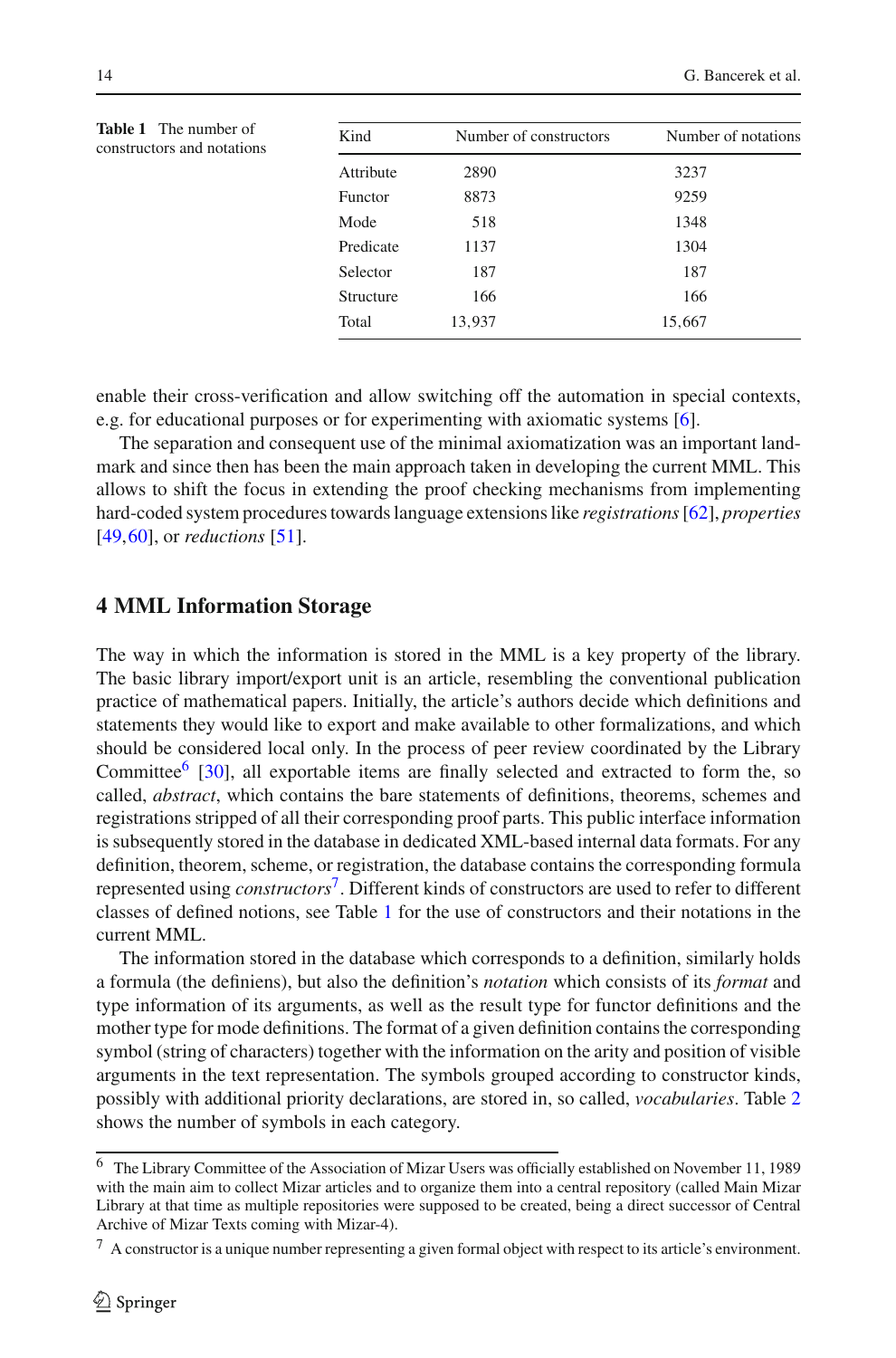**Table 1** The number of constructors and notations

| Kind | Number of constructors | Number of notations |
|---|---|---|
| Attribute | 2890 | 3237 |
| Functor | 8873 | 9259 |
| Mode | 518 | 1348 |
| Predicate | 1137 | 1304 |
| Selector | 187 | 187 |
| Structure | 166 | 166 |
| Total | 13,937 | 15,667 |

enable their cross-verification and allow switching off the automation in special contexts, e.g. for educational purposes or for experimenting with axiomatic systems [6].

The separation and consequent use of the minimal axiomatization was an important landmark and since then has been the main approach taken in developing the current MML. This allows to shift the focus in extending the proof checking mechanisms from implementing hard-coded system procedures towards language extensions like *registrations* [62], *properties* [49,60], or *reductions* [51].

## 4 MML Information Storage

The way in which the information is stored in the MML is a key property of the library. The basic library import/export unit is an article, resembling the conventional publication practice of mathematical papers. Initially, the article's authors decide which definitions and statements they would like to export and make available to other formalizations, and which should be considered local only. In the process of peer review coordinated by the Library Committee[6] [30], all exportable items are finally selected and extracted to form the, so called, *abstract*, which contains the bare statements of definitions, theorems, schemes and registrations stripped of all their corresponding proof parts. This public interface information is subsequently stored in the database in dedicated XML-based internal data formats. For any definition, theorem, scheme, or registration, the database contains the corresponding formula represented using *constructors*[7]. Different kinds of constructors are used to refer to different classes of defined notions, see Table 1 for the use of constructors and their notations in the current MML.

The information stored in the database which corresponds to a definition, similarly holds a formula (the definiens), but also the definition's *notation* which consists of its *format* and type information of its arguments, as well as the result type for functor definitions and the mother type for mode definitions. The format of a given definition contains the corresponding symbol (string of characters) together with the information on the arity and position of visible arguments in the text representation. The symbols grouped according to constructor kinds, possibly with additional priority declarations, are stored in, so called, *vocabularies*. Table 2 shows the number of symbols in each category.

---

[6] The Library Committee of the Association of Mizar Users was officially established on November 11, 1989 with the main aim to collect Mizar articles and to organize them into a central repository (called Main Mizar Library at that time as multiple repositories were supposed to be created, being a direct successor of Central Archive of Mizar Texts coming with Mizar-4).

[7] A constructor is a unique number representing a given formal object with respect to its article's environment.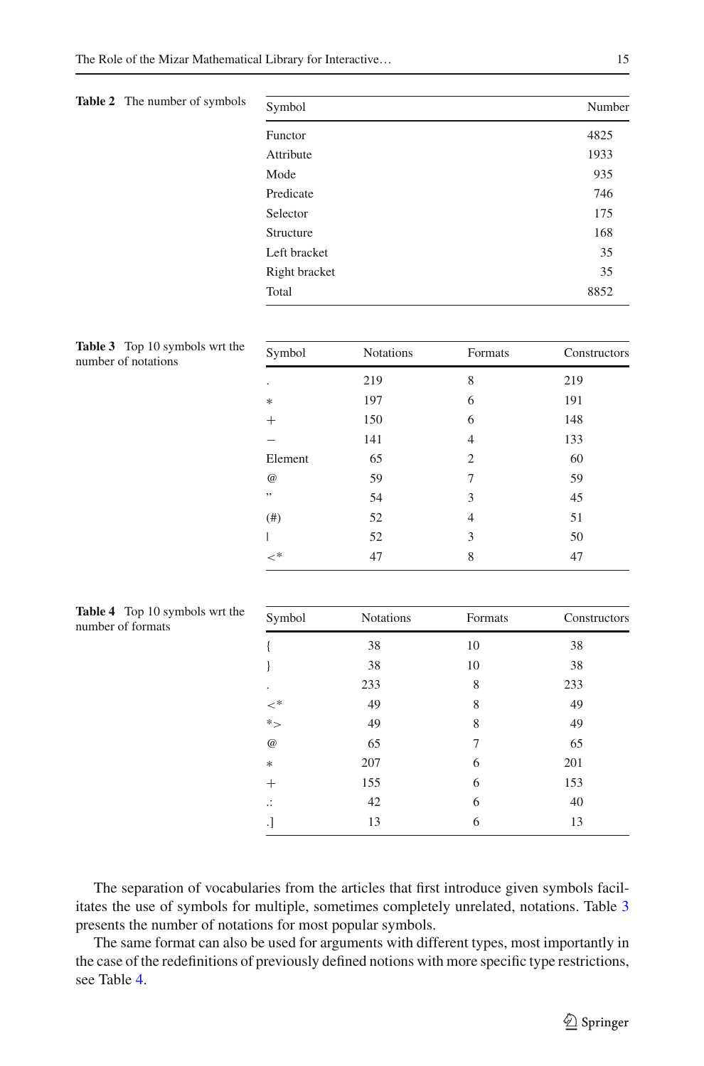**Table 2** The number of symbols

| Symbol | Number |
|---|---|
| Functor | 4825 |
| Attribute | 1933 |
| Mode | 935 |
| Predicate | 746 |
| Selector | 175 |
| Structure | 168 |
| Left bracket | 35 |
| Right bracket | 35 |
| Total | 8852 |

**Table 3** Top 10 symbols wrt the number of notations

| Symbol | Notations | Formats | Constructors |
|---|---|---|---|
| . | 219 | 8 | 219 |
| * | 197 | 6 | 191 |
| + | 150 | 6 | 148 |
| − | 141 | 4 | 133 |
| Element | 65 | 2 | 60 |
| @ | 59 | 7 | 59 |
| " | 54 | 3 | 45 |
| (#) | 52 | 4 | 51 |
| \| | 52 | 3 | 50 |
| <* | 47 | 8 | 47 |

**Table 4** Top 10 symbols wrt the number of formats

| Symbol | Notations | Formats | Constructors |
|---|---|---|---|
| { | 38 | 10 | 38 |
| } | 38 | 10 | 38 |
| . | 233 | 8 | 233 |
| <* | 49 | 8 | 49 |
| *> | 49 | 8 | 49 |
| @ | 65 | 7 | 65 |
| * | 207 | 6 | 201 |
| + | 155 | 6 | 153 |
| .: | 42 | 6 | 40 |
| .] | 13 | 6 | 13 |

The separation of vocabularies from the articles that first introduce given symbols facilitates the use of symbols for multiple, sometimes completely unrelated, notations. Table 3 presents the number of notations for most popular symbols.

The same format can also be used for arguments with different types, most importantly in the case of the redefinitions of previously defined notions with more specific type restrictions, see Table 4.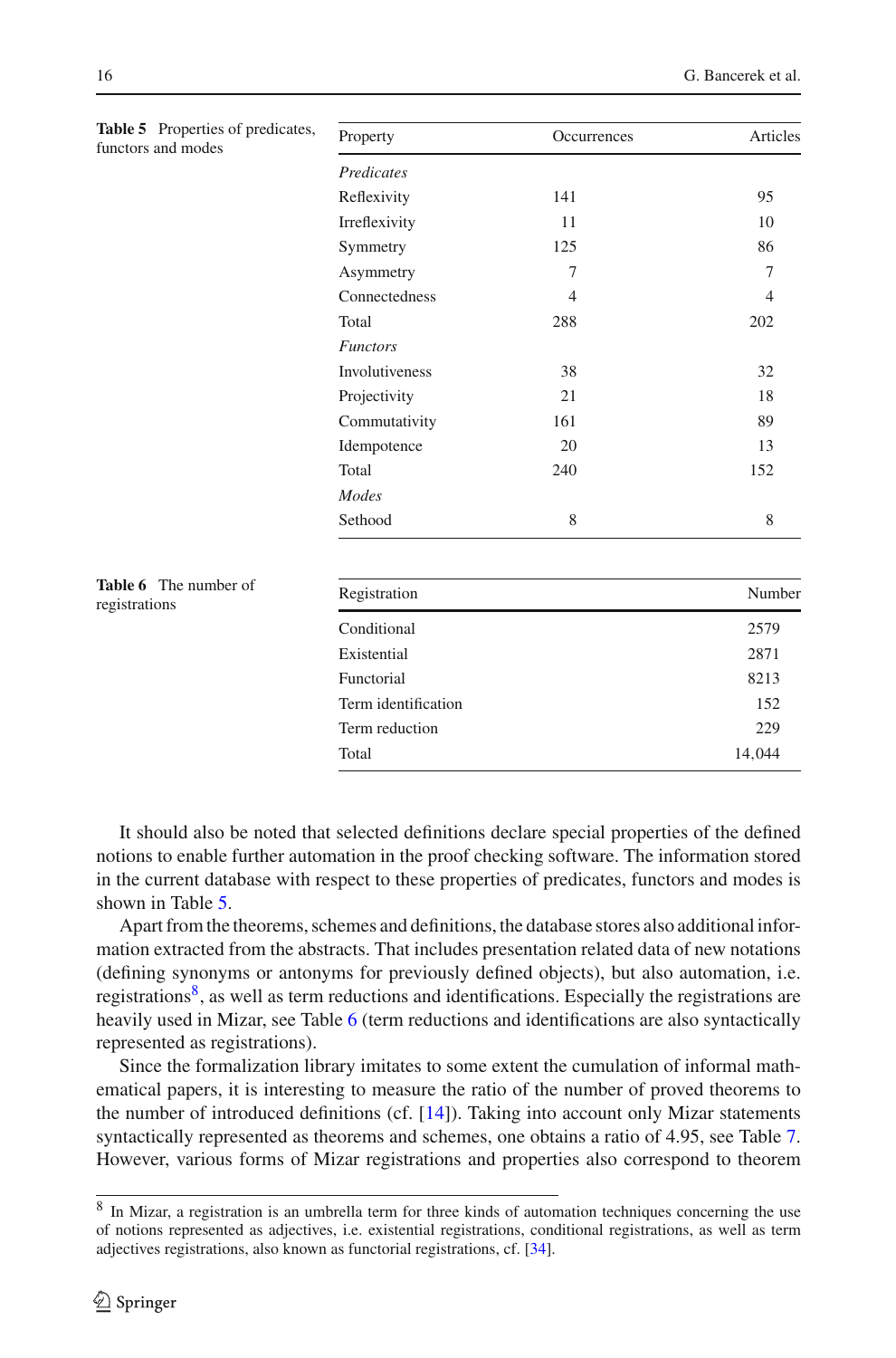**Table 5** Properties of predicates, functors and modes

| Property | Occurrences | Articles |
|---|---|---|
| *Predicates* | | |
| Reflexivity | 141 | 95 |
| Irreflexivity | 11 | 10 |
| Symmetry | 125 | 86 |
| Asymmetry | 7 | 7 |
| Connectedness | 4 | 4 |
| Total | 288 | 202 |
| *Functors* | | |
| Involutiveness | 38 | 32 |
| Projectivity | 21 | 18 |
| Commutativity | 161 | 89 |
| Idempotence | 20 | 13 |
| Total | 240 | 152 |
| *Modes* | | |
| Sethood | 8 | 8 |

**Table 6** The number of registrations

| Registration | Number |
|---|---|
| Conditional | 2579 |
| Existential | 2871 |
| Functorial | 8213 |
| Term identification | 152 |
| Term reduction | 229 |
| Total | 14,044 |

It should also be noted that selected definitions declare special properties of the defined notions to enable further automation in the proof checking software. The information stored in the current database with respect to these properties of predicates, functors and modes is shown in Table 5.

Apart from the theorems, schemes and definitions, the database stores also additional information extracted from the abstracts. That includes presentation related data of new notations (defining synonyms or antonyms for previously defined objects), but also automation, i.e. registrations[8], as well as term reductions and identifications. Especially the registrations are heavily used in Mizar, see Table 6 (term reductions and identifications are also syntactically represented as registrations).

Since the formalization library imitates to some extent the cumulation of informal mathematical papers, it is interesting to measure the ratio of the number of proved theorems to the number of introduced definitions (cf. [14]). Taking into account only Mizar statements syntactically represented as theorems and schemes, one obtains a ratio of 4.95, see Table 7. However, various forms of Mizar registrations and properties also correspond to theorem

[8] In Mizar, a registration is an umbrella term for three kinds of automation techniques concerning the use of notions represented as adjectives, i.e. existential registrations, conditional registrations, as well as term adjectives registrations, also known as functorial registrations, cf. [34].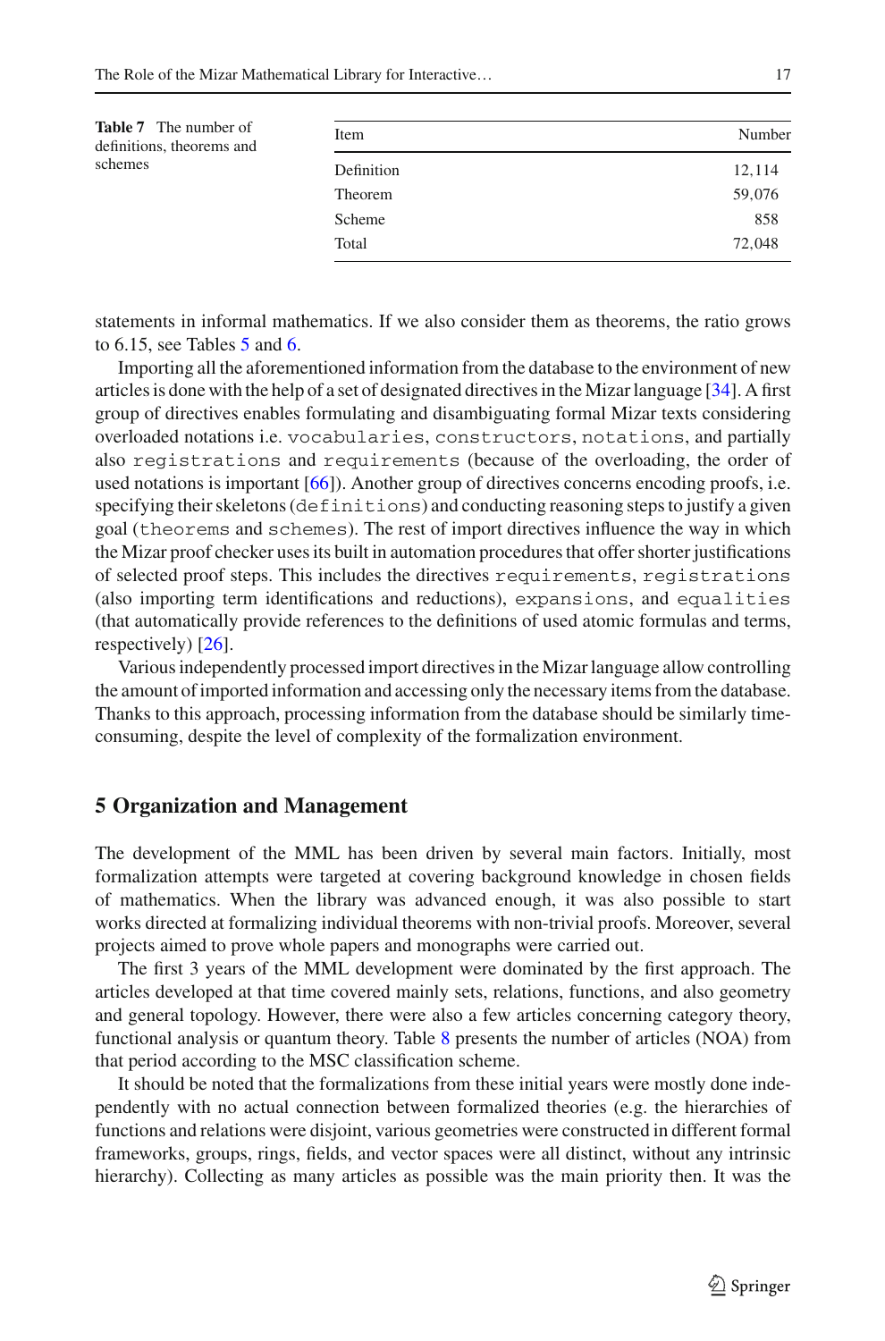**Table 7** The number of definitions, theorems and schemes

| Item | Number |
|---|---|
| Definition | 12,114 |
| Theorem | 59,076 |
| Scheme | 858 |
| Total | 72,048 |

statements in informal mathematics. If we also consider them as theorems, the ratio grows to 6.15, see Tables 5 and 6.

Importing all the aforementioned information from the database to the environment of new articles is done with the help of a set of designated directives in the Mizar language [34]. A first group of directives enables formulating and disambiguating formal Mizar texts considering overloaded notations i.e. `vocabularies`, `constructors`, `notations`, and partially also `registrations` and `requirements` (because of the overloading, the order of used notations is important [66]). Another group of directives concerns encoding proofs, i.e. specifying their skeletons (`definitions`) and conducting reasoning steps to justify a given goal (`theorems` and `schemes`). The rest of import directives influence the way in which the Mizar proof checker uses its built in automation procedures that offer shorter justifications of selected proof steps. This includes the directives `requirements`, `registrations` (also importing term identifications and reductions), `expansions`, and `equalities` (that automatically provide references to the definitions of used atomic formulas and terms, respectively) [26].

Various independently processed import directives in the Mizar language allow controlling the amount of imported information and accessing only the necessary items from the database. Thanks to this approach, processing information from the database should be similarly time-consuming, despite the level of complexity of the formalization environment.

## 5 Organization and Management

The development of the MML has been driven by several main factors. Initially, most formalization attempts were targeted at covering background knowledge in chosen fields of mathematics. When the library was advanced enough, it was also possible to start works directed at formalizing individual theorems with non-trivial proofs. Moreover, several projects aimed to prove whole papers and monographs were carried out.

The first 3 years of the MML development were dominated by the first approach. The articles developed at that time covered mainly sets, relations, functions, and also geometry and general topology. However, there were also a few articles concerning category theory, functional analysis or quantum theory. Table 8 presents the number of articles (NOA) from that period according to the MSC classification scheme.

It should be noted that the formalizations from these initial years were mostly done independently with no actual connection between formalized theories (e.g. the hierarchies of functions and relations were disjoint, various geometries were constructed in different formal frameworks, groups, rings, fields, and vector spaces were all distinct, without any intrinsic hierarchy). Collecting as many articles as possible was the main priority then. It was the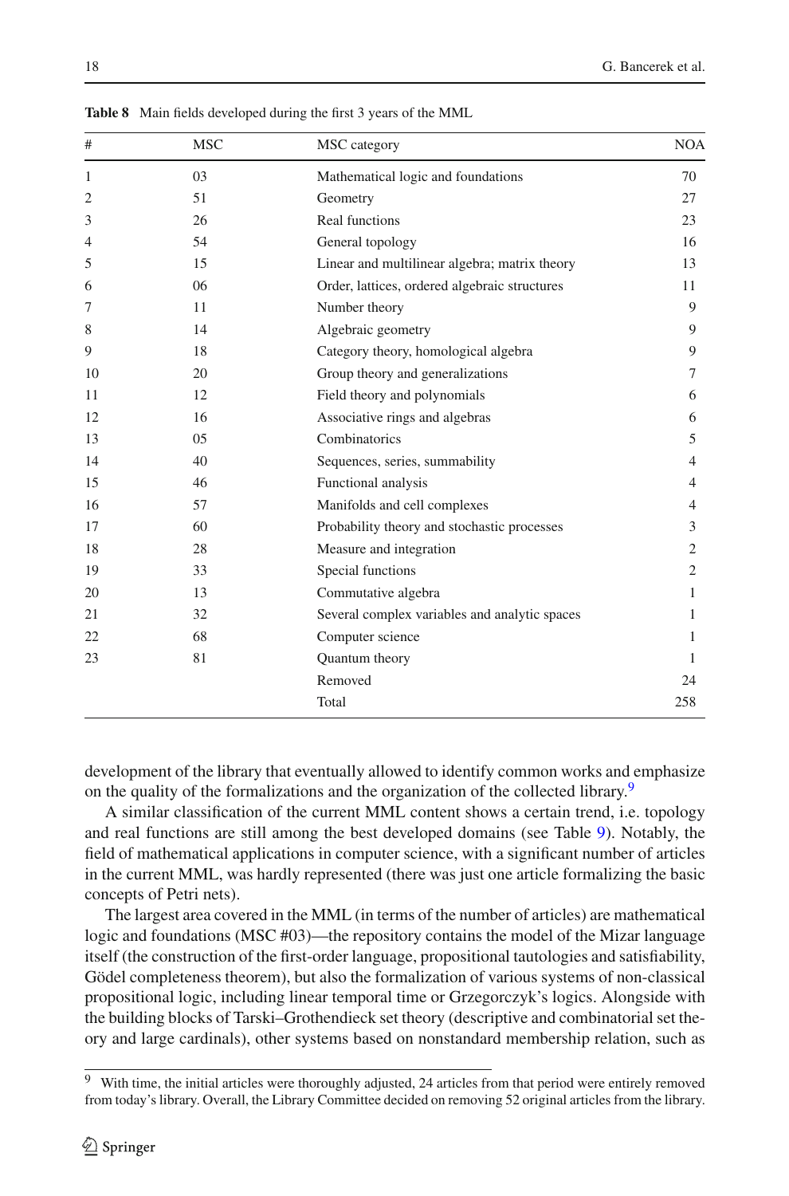**Table 8** Main fields developed during the first 3 years of the MML

| # | MSC | MSC category | NOA |
|---|---|---|---|
| 1 | 03 | Mathematical logic and foundations | 70 |
| 2 | 51 | Geometry | 27 |
| 3 | 26 | Real functions | 23 |
| 4 | 54 | General topology | 16 |
| 5 | 15 | Linear and multilinear algebra; matrix theory | 13 |
| 6 | 06 | Order, lattices, ordered algebraic structures | 11 |
| 7 | 11 | Number theory | 9 |
| 8 | 14 | Algebraic geometry | 9 |
| 9 | 18 | Category theory, homological algebra | 9 |
| 10 | 20 | Group theory and generalizations | 7 |
| 11 | 12 | Field theory and polynomials | 6 |
| 12 | 16 | Associative rings and algebras | 6 |
| 13 | 05 | Combinatorics | 5 |
| 14 | 40 | Sequences, series, summability | 4 |
| 15 | 46 | Functional analysis | 4 |
| 16 | 57 | Manifolds and cell complexes | 4 |
| 17 | 60 | Probability theory and stochastic processes | 3 |
| 18 | 28 | Measure and integration | 2 |
| 19 | 33 | Special functions | 2 |
| 20 | 13 | Commutative algebra | 1 |
| 21 | 32 | Several complex variables and analytic spaces | 1 |
| 22 | 68 | Computer science | 1 |
| 23 | 81 | Quantum theory | 1 |
| | | Removed | 24 |
| | | Total | 258 |

development of the library that eventually allowed to identify common works and emphasize on the quality of the formalizations and the organization of the collected library.[9]

A similar classification of the current MML content shows a certain trend, i.e. topology and real functions are still among the best developed domains (see Table 9). Notably, the field of mathematical applications in computer science, with a significant number of articles in the current MML, was hardly represented (there was just one article formalizing the basic concepts of Petri nets).

The largest area covered in the MML (in terms of the number of articles) are mathematical logic and foundations (MSC #03)—the repository contains the model of the Mizar language itself (the construction of the first-order language, propositional tautologies and satisfiability, Gödel completeness theorem), but also the formalization of various systems of non-classical propositional logic, including linear temporal time or Grzegorczyk's logics. Alongside with the building blocks of Tarski–Grothendieck set theory (descriptive and combinatorial set theory and large cardinals), other systems based on nonstandard membership relation, such as

[9] With time, the initial articles were thoroughly adjusted, 24 articles from that period were entirely removed from today's library. Overall, the Library Committee decided on removing 52 original articles from the library.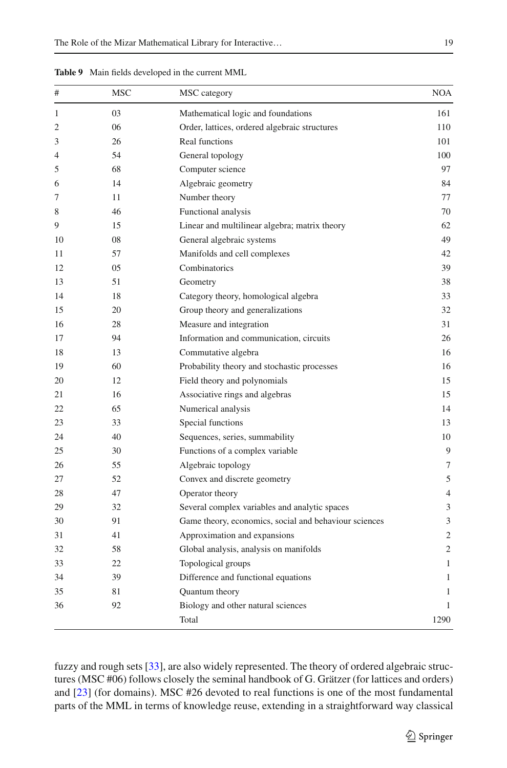**Table 9** Main fields developed in the current MML

| # | MSC | MSC category | NOA |
|---|---|---|---|
| 1 | 03 | Mathematical logic and foundations | 161 |
| 2 | 06 | Order, lattices, ordered algebraic structures | 110 |
| 3 | 26 | Real functions | 101 |
| 4 | 54 | General topology | 100 |
| 5 | 68 | Computer science | 97 |
| 6 | 14 | Algebraic geometry | 84 |
| 7 | 11 | Number theory | 77 |
| 8 | 46 | Functional analysis | 70 |
| 9 | 15 | Linear and multilinear algebra; matrix theory | 62 |
| 10 | 08 | General algebraic systems | 49 |
| 11 | 57 | Manifolds and cell complexes | 42 |
| 12 | 05 | Combinatorics | 39 |
| 13 | 51 | Geometry | 38 |
| 14 | 18 | Category theory, homological algebra | 33 |
| 15 | 20 | Group theory and generalizations | 32 |
| 16 | 28 | Measure and integration | 31 |
| 17 | 94 | Information and communication, circuits | 26 |
| 18 | 13 | Commutative algebra | 16 |
| 19 | 60 | Probability theory and stochastic processes | 16 |
| 20 | 12 | Field theory and polynomials | 15 |
| 21 | 16 | Associative rings and algebras | 15 |
| 22 | 65 | Numerical analysis | 14 |
| 23 | 33 | Special functions | 13 |
| 24 | 40 | Sequences, series, summability | 10 |
| 25 | 30 | Functions of a complex variable | 9 |
| 26 | 55 | Algebraic topology | 7 |
| 27 | 52 | Convex and discrete geometry | 5 |
| 28 | 47 | Operator theory | 4 |
| 29 | 32 | Several complex variables and analytic spaces | 3 |
| 30 | 91 | Game theory, economics, social and behaviour sciences | 3 |
| 31 | 41 | Approximation and expansions | 2 |
| 32 | 58 | Global analysis, analysis on manifolds | 2 |
| 33 | 22 | Topological groups | 1 |
| 34 | 39 | Difference and functional equations | 1 |
| 35 | 81 | Quantum theory | 1 |
| 36 | 92 | Biology and other natural sciences | 1 |
| | | Total | 1290 |

fuzzy and rough sets [33], are also widely represented. The theory of ordered algebraic structures (MSC #06) follows closely the seminal handbook of G. Grätzer (for lattices and orders) and [23] (for domains). MSC #26 devoted to real functions is one of the most fundamental parts of the MML in terms of knowledge reuse, extending in a straightforward way classical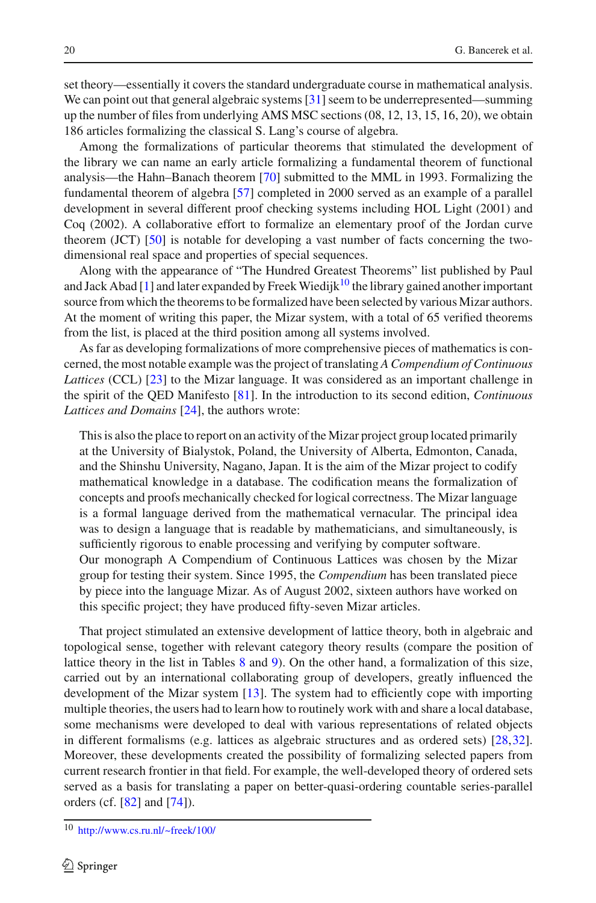set theory—essentially it covers the standard undergraduate course in mathematical analysis. We can point out that general algebraic systems [31] seem to be underrepresented—summing up the number of files from underlying AMS MSC sections (08, 12, 13, 15, 16, 20), we obtain 186 articles formalizing the classical S. Lang's course of algebra.

Among the formalizations of particular theorems that stimulated the development of the library we can name an early article formalizing a fundamental theorem of functional analysis—the Hahn–Banach theorem [70] submitted to the MML in 1993. Formalizing the fundamental theorem of algebra [57] completed in 2000 served as an example of a parallel development in several different proof checking systems including HOL Light (2001) and Coq (2002). A collaborative effort to formalize an elementary proof of the Jordan curve theorem (JCT) [50] is notable for developing a vast number of facts concerning the two-dimensional real space and properties of special sequences.

Along with the appearance of "The Hundred Greatest Theorems" list published by Paul and Jack Abad [1] and later expanded by Freek Wiedijk[10] the library gained another important source from which the theorems to be formalized have been selected by various Mizar authors. At the moment of writing this paper, the Mizar system, with a total of 65 verified theorems from the list, is placed at the third position among all systems involved.

As far as developing formalizations of more comprehensive pieces of mathematics is concerned, the most notable example was the project of translating *A Compendium of Continuous Lattices* (CCL) [23] to the Mizar language. It was considered as an important challenge in the spirit of the QED Manifesto [81]. In the introduction to its second edition, *Continuous Lattices and Domains* [24], the authors wrote:

> This is also the place to report on an activity of the Mizar project group located primarily at the University of Bialystok, Poland, the University of Alberta, Edmonton, Canada, and the Shinshu University, Nagano, Japan. It is the aim of the Mizar project to codify mathematical knowledge in a database. The codification means the formalization of concepts and proofs mechanically checked for logical correctness. The Mizar language is a formal language derived from the mathematical vernacular. The principal idea was to design a language that is readable by mathematicians, and simultaneously, is sufficiently rigorous to enable processing and verifying by computer software.
> Our monograph A Compendium of Continuous Lattices was chosen by the Mizar group for testing their system. Since 1995, the *Compendium* has been translated piece by piece into the language Mizar. As of August 2002, sixteen authors have worked on this specific project; they have produced fifty-seven Mizar articles.

That project stimulated an extensive development of lattice theory, both in algebraic and topological sense, together with relevant category theory results (compare the position of lattice theory in the list in Tables 8 and 9). On the other hand, a formalization of this size, carried out by an international collaborating group of developers, greatly influenced the development of the Mizar system [13]. The system had to efficiently cope with importing multiple theories, the users had to learn how to routinely work with and share a local database, some mechanisms were developed to deal with various representations of related objects in different formalisms (e.g. lattices as algebraic structures and as ordered sets) [28,32]. Moreover, these developments created the possibility of formalizing selected papers from current research frontier in that field. For example, the well-developed theory of ordered sets served as a basis for translating a paper on better-quasi-ordering countable series-parallel orders (cf. [82] and [74]).

[10] http://www.cs.ru.nl/~freek/100/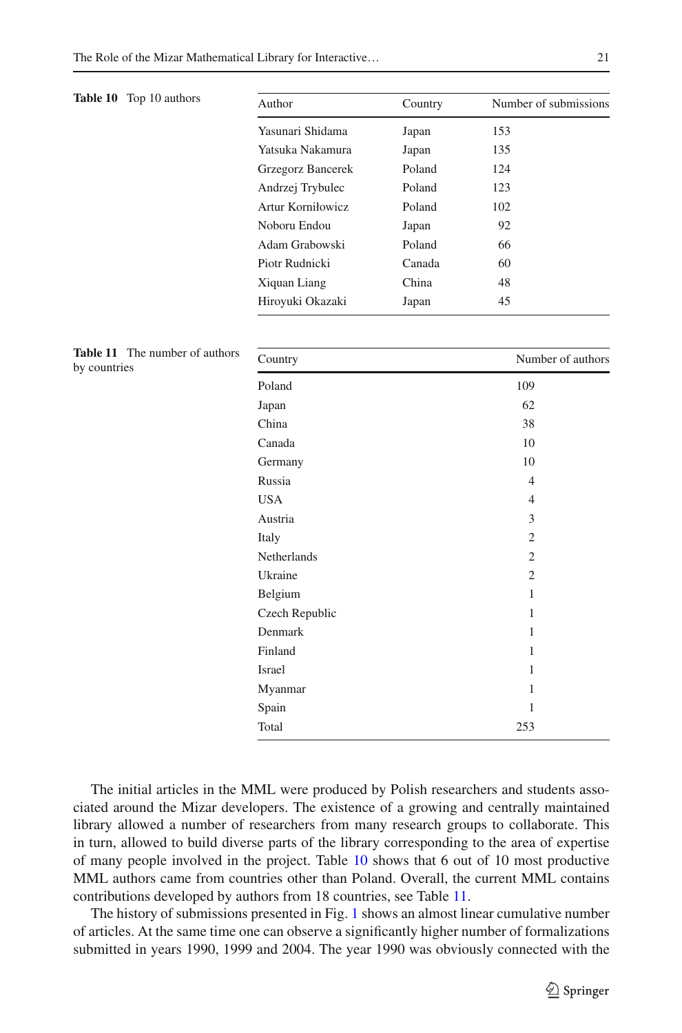**Table 10** Top 10 authors

| Author | Country | Number of submissions |
|---|---|---|
| Yasunari Shidama | Japan | 153 |
| Yatsuka Nakamura | Japan | 135 |
| Grzegorz Bancerek | Poland | 124 |
| Andrzej Trybulec | Poland | 123 |
| Artur Korniłowicz | Poland | 102 |
| Noboru Endou | Japan | 92 |
| Adam Grabowski | Poland | 66 |
| Piotr Rudnicki | Canada | 60 |
| Xiquan Liang | China | 48 |
| Hiroyuki Okazaki | Japan | 45 |

**Table 11** The number of authors by countries

| Country | Number of authors |
|---|---|
| Poland | 109 |
| Japan | 62 |
| China | 38 |
| Canada | 10 |
| Germany | 10 |
| Russia | 4 |
| USA | 4 |
| Austria | 3 |
| Italy | 2 |
| Netherlands | 2 |
| Ukraine | 2 |
| Belgium | 1 |
| Czech Republic | 1 |
| Denmark | 1 |
| Finland | 1 |
| Israel | 1 |
| Myanmar | 1 |
| Spain | 1 |
| Total | 253 |

The initial articles in the MML were produced by Polish researchers and students associated around the Mizar developers. The existence of a growing and centrally maintained library allowed a number of researchers from many research groups to collaborate. This in turn, allowed to build diverse parts of the library corresponding to the area of expertise of many people involved in the project. Table 10 shows that 6 out of 10 most productive MML authors came from countries other than Poland. Overall, the current MML contains contributions developed by authors from 18 countries, see Table 11.

The history of submissions presented in Fig. 1 shows an almost linear cumulative number of articles. At the same time one can observe a significantly higher number of formalizations submitted in years 1990, 1999 and 2004. The year 1990 was obviously connected with the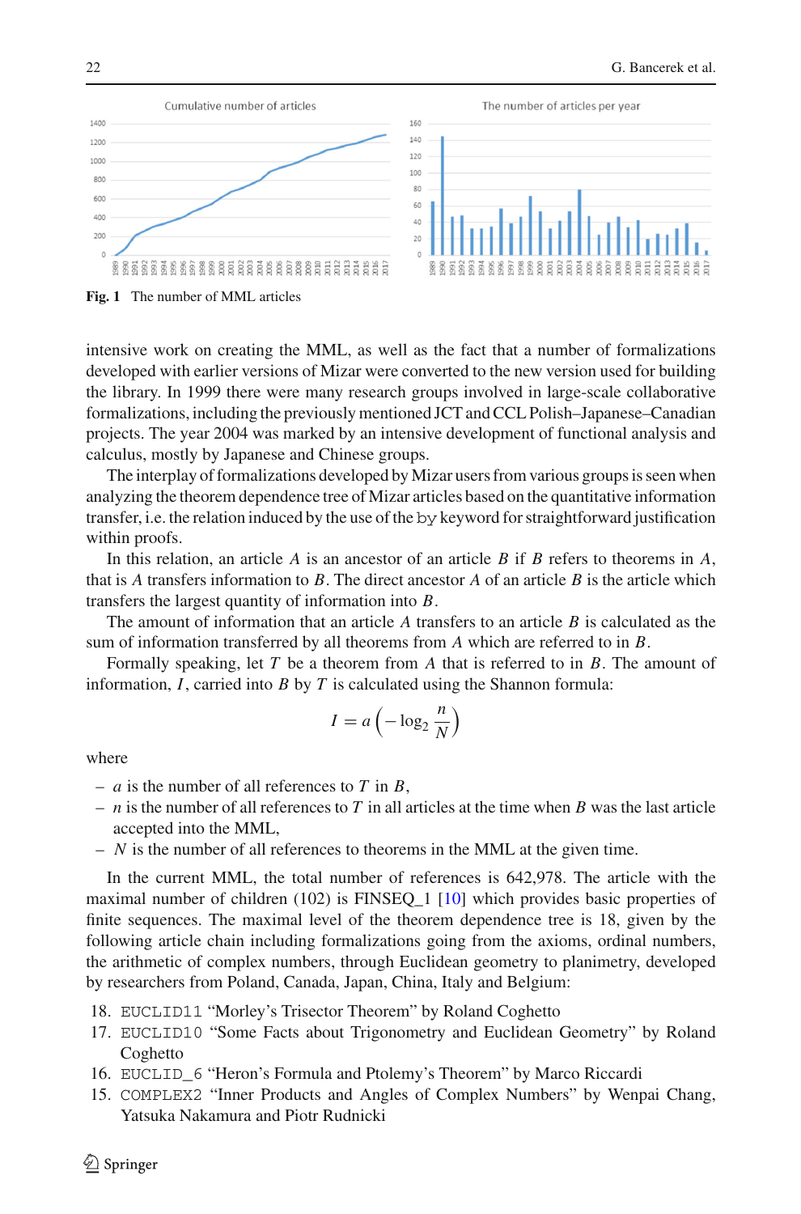Fig. 1 The number of MML articles

intensive work on creating the MML, as well as the fact that a number of formalizations developed with earlier versions of Mizar were converted to the new version used for building the library. In 1999 there were many research groups involved in large-scale collaborative formalizations, including the previously mentioned JCT and CCL Polish–Japanese–Canadian projects. The year 2004 was marked by an intensive development of functional analysis and calculus, mostly by Japanese and Chinese groups.

The interplay of formalizations developed by Mizar users from various groups is seen when analyzing the theorem dependence tree of Mizar articles based on the quantitative information transfer, i.e. the relation induced by the use of the `by` keyword for straightforward justification within proofs.

In this relation, an article $A$ is an ancestor of an article $B$ if $B$ refers to theorems in $A$, that is $A$ transfers information to $B$. The direct ancestor $A$ of an article $B$ is the article which transfers the largest quantity of information into $B$.

The amount of information that an article $A$ transfers to an article $B$ is calculated as the sum of information transferred by all theorems from $A$ which are referred to in $B$.

Formally speaking, let $T$ be a theorem from $A$ that is referred to in $B$. The amount of information, $I$, carried into $B$ by $T$ is calculated using the Shannon formula:

$$I = a\left(-\log_2 \frac{n}{N}\right)$$

where

- $a$ is the number of all references to $T$ in $B$,
- $n$ is the number of all references to $T$ in all articles at the time when $B$ was the last article accepted into the MML,
- $N$ is the number of all references to theorems in the MML at the given time.

In the current MML, the total number of references is 642,978. The article with the maximal number of children (102) is FINSEQ_1 [10] which provides basic properties of finite sequences. The maximal level of the theorem dependence tree is 18, given by the following article chain including formalizations going from the axioms, ordinal numbers, the arithmetic of complex numbers, through Euclidean geometry to planimetry, developed by researchers from Poland, Canada, Japan, China, Italy and Belgium:

18. `EUCLID11` "Morley's Trisector Theorem" by Roland Coghetto
17. `EUCLID10` "Some Facts about Trigonometry and Euclidean Geometry" by Roland Coghetto
16. `EUCLID_6` "Heron's Formula and Ptolemy's Theorem" by Marco Riccardi
15. `COMPLEX2` "Inner Products and Angles of Complex Numbers" by Wenpai Chang, Yatsuka Nakamura and Piotr Rudnicki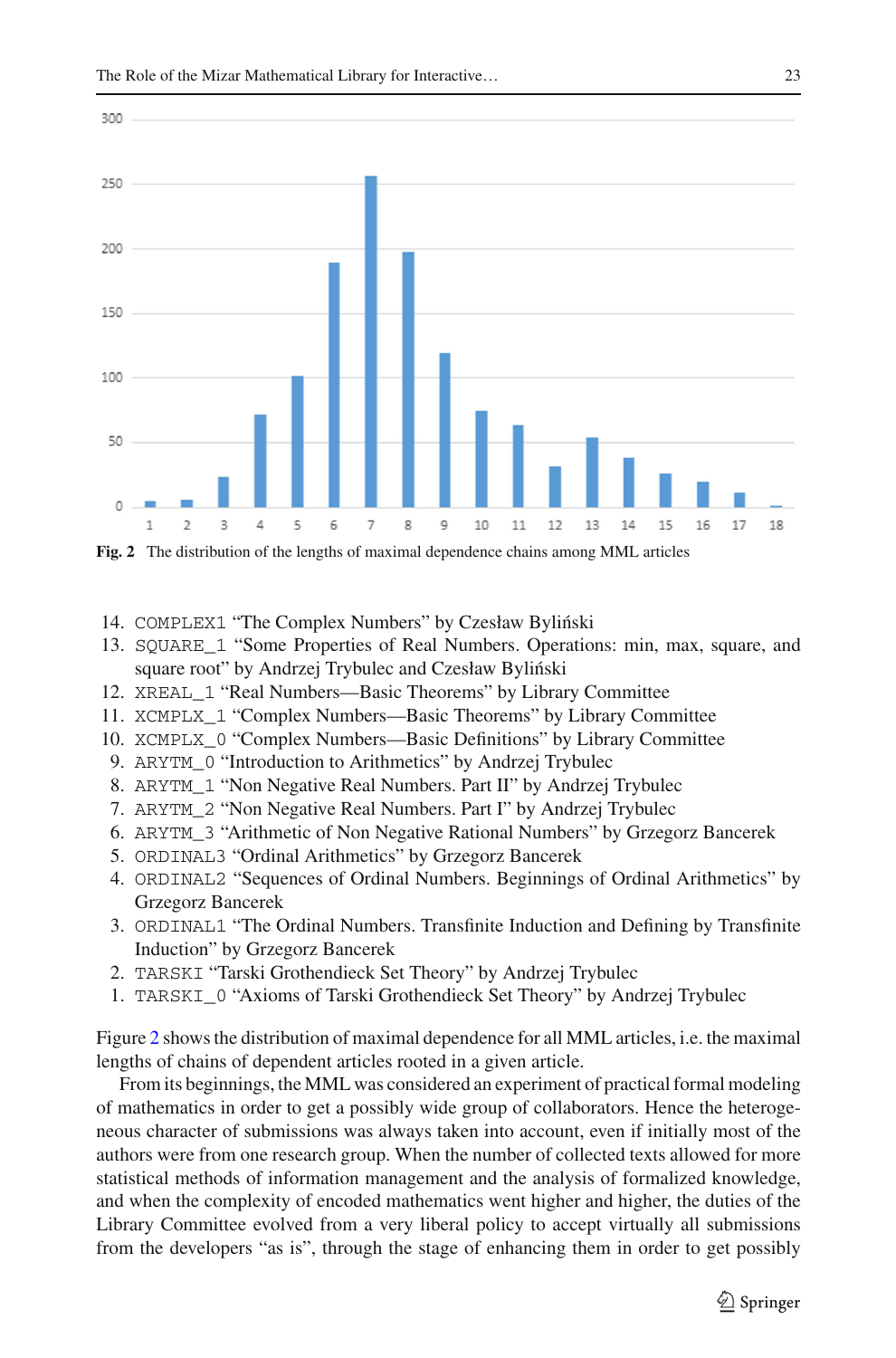Fig. 2 The distribution of the lengths of maximal dependence chains among MML articles

14. COMPLEX1 "The Complex Numbers" by Czesław Byliński
13. SQUARE_1 "Some Properties of Real Numbers. Operations: min, max, square, and square root" by Andrzej Trybulec and Czesław Byliński
12. XREAL_1 "Real Numbers—Basic Theorems" by Library Committee
11. XCMPLX_1 "Complex Numbers—Basic Theorems" by Library Committee
10. XCMPLX_0 "Complex Numbers—Basic Definitions" by Library Committee
9. ARYTM_0 "Introduction to Arithmetics" by Andrzej Trybulec
8. ARYTM_1 "Non Negative Real Numbers. Part II" by Andrzej Trybulec
7. ARYTM_2 "Non Negative Real Numbers. Part I" by Andrzej Trybulec
6. ARYTM_3 "Arithmetic of Non Negative Rational Numbers" by Grzegorz Bancerek
5. ORDINAL3 "Ordinal Arithmetics" by Grzegorz Bancerek
4. ORDINAL2 "Sequences of Ordinal Numbers. Beginnings of Ordinal Arithmetics" by Grzegorz Bancerek
3. ORDINAL1 "The Ordinal Numbers. Transfinite Induction and Defining by Transfinite Induction" by Grzegorz Bancerek
2. TARSKI "Tarski Grothendieck Set Theory" by Andrzej Trybulec
1. TARSKI_0 "Axioms of Tarski Grothendieck Set Theory" by Andrzej Trybulec

Figure 2 shows the distribution of maximal dependence for all MML articles, i.e. the maximal lengths of chains of dependent articles rooted in a given article.

From its beginnings, the MML was considered an experiment of practical formal modeling of mathematics in order to get a possibly wide group of collaborators. Hence the heterogeneous character of submissions was always taken into account, even if initially most of the authors were from one research group. When the number of collected texts allowed for more statistical methods of information management and the analysis of formalized knowledge, and when the complexity of encoded mathematics went higher and higher, the duties of the Library Committee evolved from a very liberal policy to accept virtually all submissions from the developers "as is", through the stage of enhancing them in order to get possibly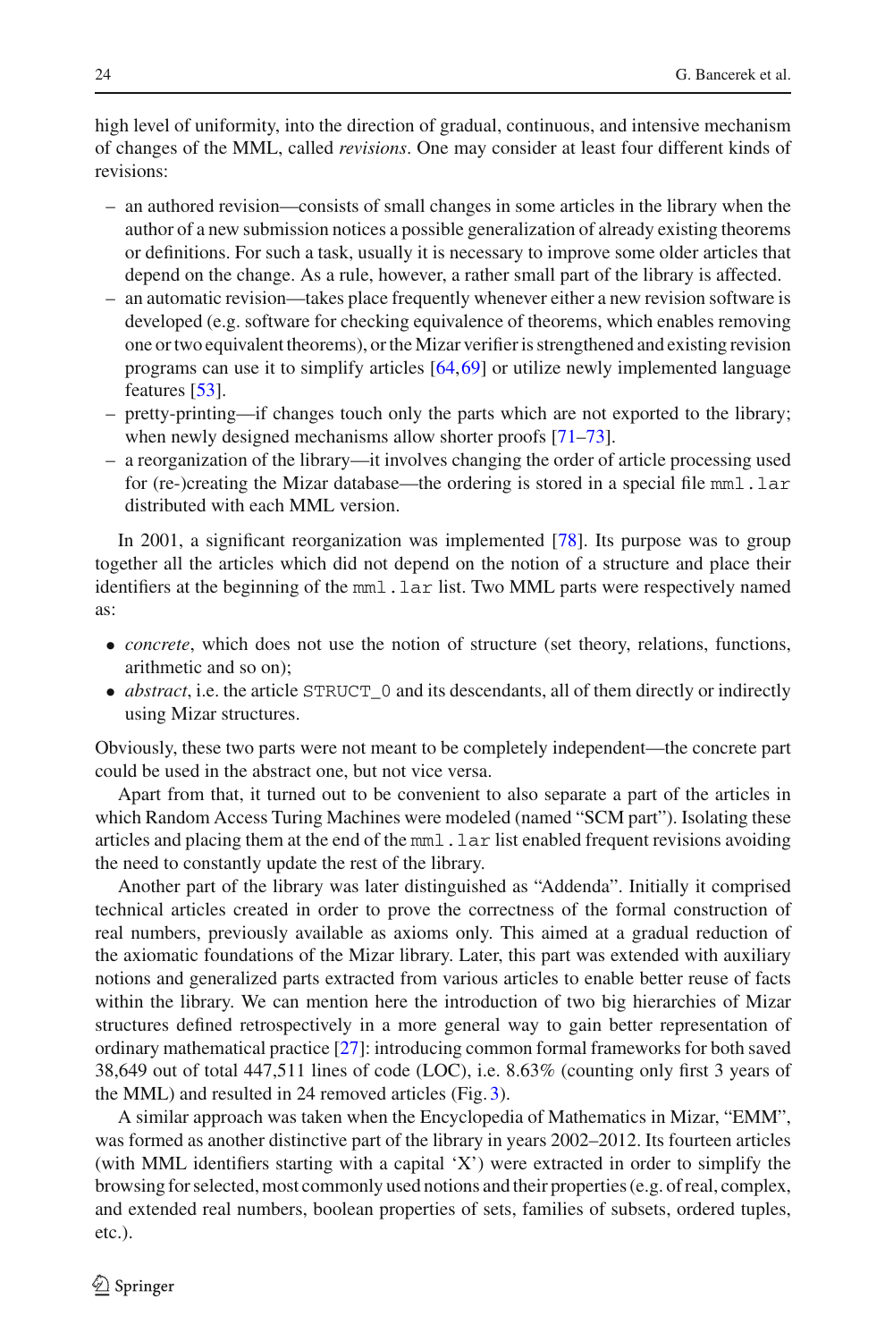high level of uniformity, into the direction of gradual, continuous, and intensive mechanism of changes of the MML, called *revisions*. One may consider at least four different kinds of revisions:

- an authored revision—consists of small changes in some articles in the library when the author of a new submission notices a possible generalization of already existing theorems or definitions. For such a task, usually it is necessary to improve some older articles that depend on the change. As a rule, however, a rather small part of the library is affected.
- an automatic revision—takes place frequently whenever either a new revision software is developed (e.g. software for checking equivalence of theorems, which enables removing one or two equivalent theorems), or the Mizar verifier is strengthened and existing revision programs can use it to simplify articles [64,69] or utilize newly implemented language features [53].
- pretty-printing—if changes touch only the parts which are not exported to the library; when newly designed mechanisms allow shorter proofs [71–73].
- a reorganization of the library—it involves changing the order of article processing used for (re-)creating the Mizar database—the ordering is stored in a special file `mml.lar` distributed with each MML version.

In 2001, a significant reorganization was implemented [78]. Its purpose was to group together all the articles which did not depend on the notion of a structure and place their identifiers at the beginning of the `mml.lar` list. Two MML parts were respectively named as:

- *concrete*, which does not use the notion of structure (set theory, relations, functions, arithmetic and so on);
- *abstract*, i.e. the article `STRUCT_0` and its descendants, all of them directly or indirectly using Mizar structures.

Obviously, these two parts were not meant to be completely independent—the concrete part could be used in the abstract one, but not vice versa.

Apart from that, it turned out to be convenient to also separate a part of the articles in which Random Access Turing Machines were modeled (named "SCM part"). Isolating these articles and placing them at the end of the `mml.lar` list enabled frequent revisions avoiding the need to constantly update the rest of the library.

Another part of the library was later distinguished as "Addenda". Initially it comprised technical articles created in order to prove the correctness of the formal construction of real numbers, previously available as axioms only. This aimed at a gradual reduction of the axiomatic foundations of the Mizar library. Later, this part was extended with auxiliary notions and generalized parts extracted from various articles to enable better reuse of facts within the library. We can mention here the introduction of two big hierarchies of Mizar structures defined retrospectively in a more general way to gain better representation of ordinary mathematical practice [27]: introducing common formal frameworks for both saved 38,649 out of total 447,511 lines of code (LOC), i.e. 8.63% (counting only first 3 years of the MML) and resulted in 24 removed articles (Fig. 3).

A similar approach was taken when the Encyclopedia of Mathematics in Mizar, "EMM", was formed as another distinctive part of the library in years 2002–2012. Its fourteen articles (with MML identifiers starting with a capital 'X') were extracted in order to simplify the browsing for selected, most commonly used notions and their properties (e.g. of real, complex, and extended real numbers, boolean properties of sets, families of subsets, ordered tuples, etc.).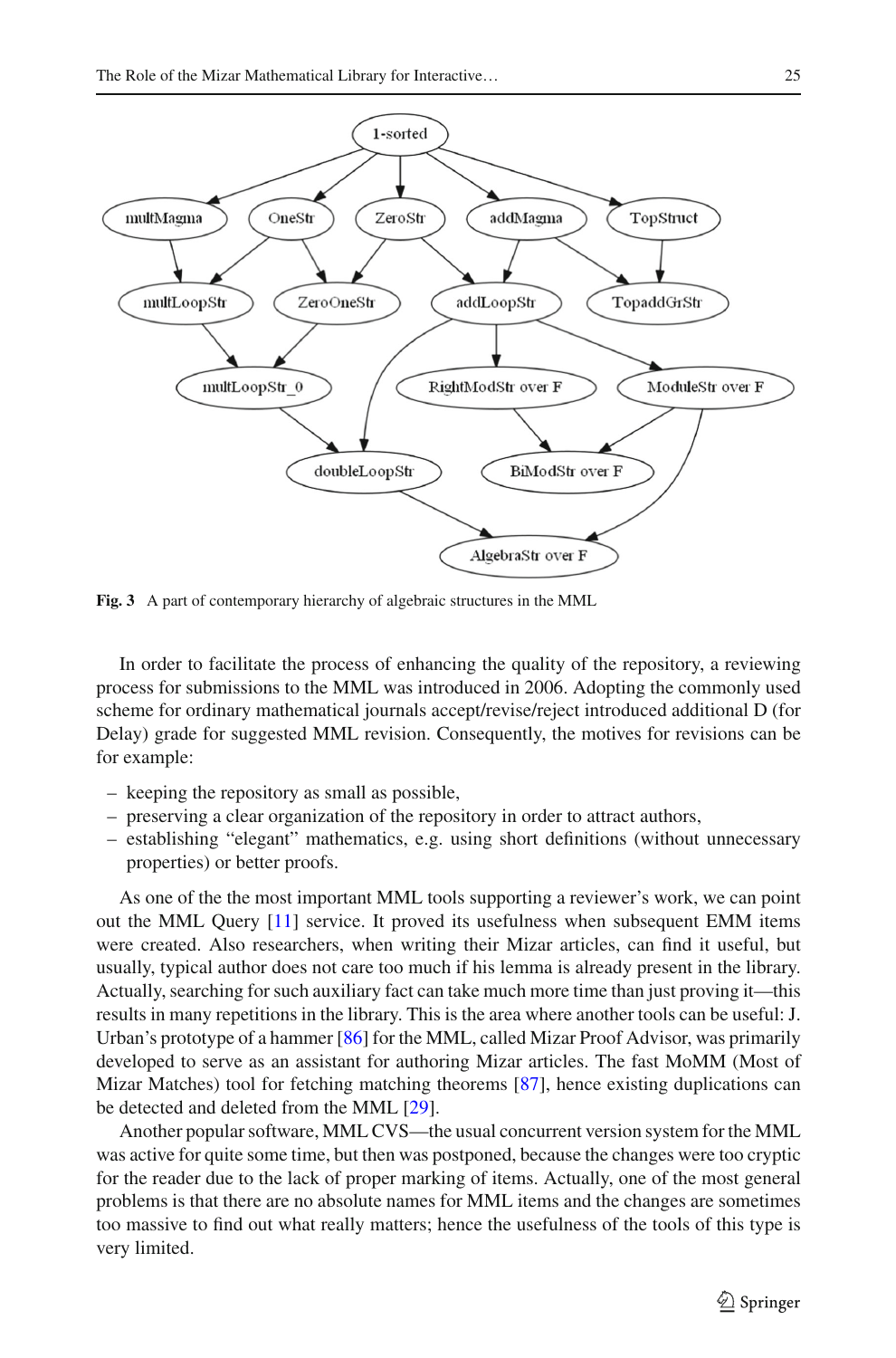1-sorted

multMagma

OneStr

ZeroStr

addMagma

TopStruct

multLoopStr

ZeroOneStr

addLoopStr

TopaddGrStr

multLoopStr_0

RightModStr over F

ModuleStr over F

doubleLoopStr

BiModStr over F

AlgebraStr over F

**Fig. 3** A part of contemporary hierarchy of algebraic structures in the MML

In order to facilitate the process of enhancing the quality of the repository, a reviewing process for submissions to the MML was introduced in 2006. Adopting the commonly used scheme for ordinary mathematical journals accept/revise/reject introduced additional D (for Delay) grade for suggested MML revision. Consequently, the motives for revisions can be for example:

- keeping the repository as small as possible,
- preserving a clear organization of the repository in order to attract authors,
- establishing "elegant" mathematics, e.g. using short definitions (without unnecessary properties) or better proofs.

As one of the the most important MML tools supporting a reviewer's work, we can point out the MML Query [11] service. It proved its usefulness when subsequent EMM items were created. Also researchers, when writing their Mizar articles, can find it useful, but usually, typical author does not care too much if his lemma is already present in the library. Actually, searching for such auxiliary fact can take much more time than just proving it—this results in many repetitions in the library. This is the area where another tools can be useful: J. Urban's prototype of a hammer [86] for the MML, called Mizar Proof Advisor, was primarily developed to serve as an assistant for authoring Mizar articles. The fast MoMM (Most of Mizar Matches) tool for fetching matching theorems [87], hence existing duplications can be detected and deleted from the MML [29].

Another popular software, MML CVS—the usual concurrent version system for the MML was active for quite some time, but then was postponed, because the changes were too cryptic for the reader due to the lack of proper marking of items. Actually, one of the most general problems is that there are no absolute names for MML items and the changes are sometimes too massive to find out what really matters; hence the usefulness of the tools of this type is very limited.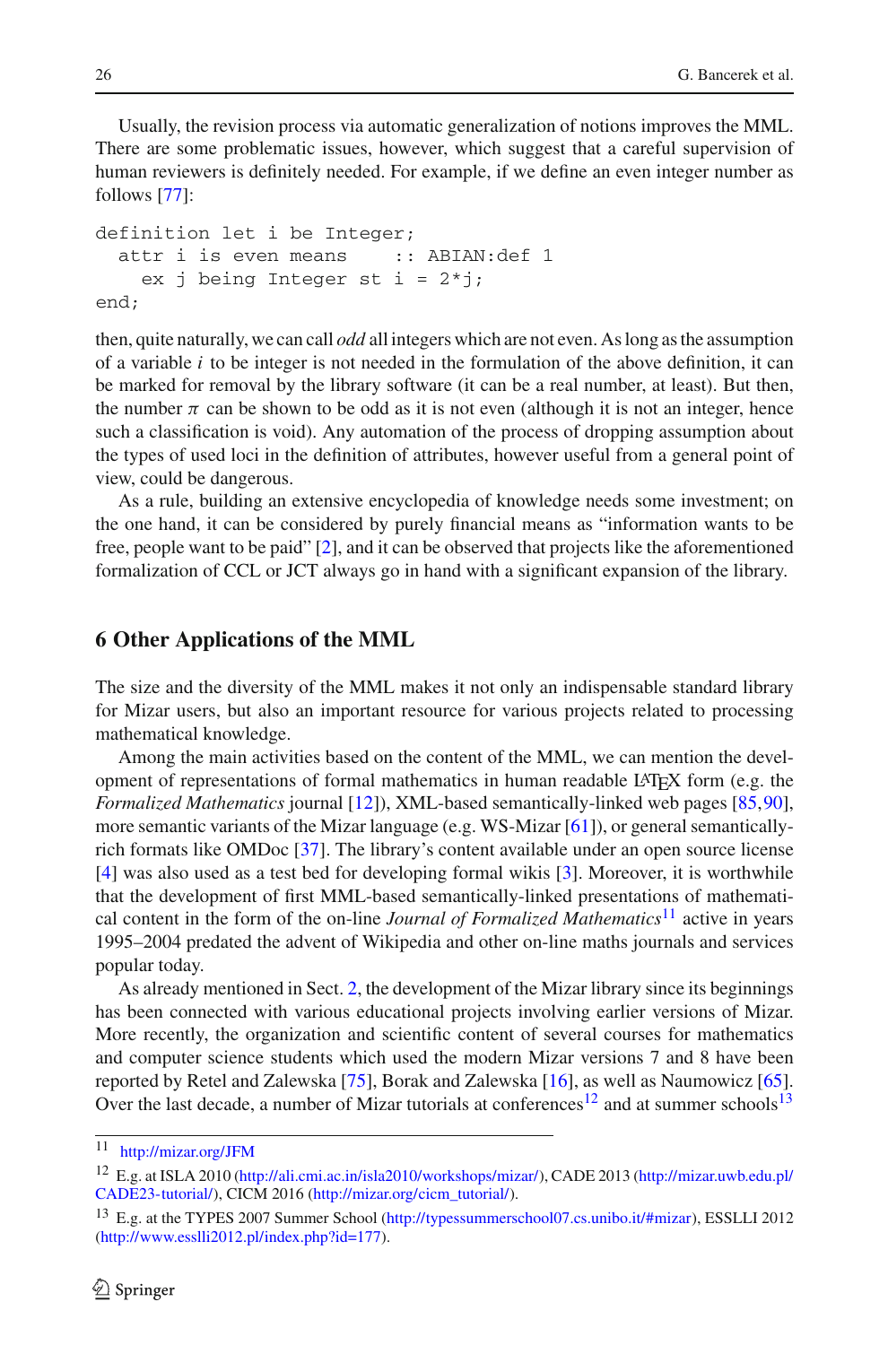Usually, the revision process via automatic generalization of notions improves the MML. There are some problematic issues, however, which suggest that a careful supervision of human reviewers is definitely needed. For example, if we define an even integer number as follows [77]:

```
definition let i be Integer;
  attr i is even means    :: ABIAN:def 1
    ex j being Integer st i = 2*j;
end;
```

then, quite naturally, we can call *odd* all integers which are not even. As long as the assumption of a variable $i$ to be integer is not needed in the formulation of the above definition, it can be marked for removal by the library software (it can be a real number, at least). But then, the number $\pi$ can be shown to be odd as it is not even (although it is not an integer, hence such a classification is void). Any automation of the process of dropping assumption about the types of used loci in the definition of attributes, however useful from a general point of view, could be dangerous.

As a rule, building an extensive encyclopedia of knowledge needs some investment; on the one hand, it can be considered by purely financial means as "information wants to be free, people want to be paid" [2], and it can be observed that projects like the aforementioned formalization of CCL or JCT always go in hand with a significant expansion of the library.

## 6 Other Applications of the MML

The size and the diversity of the MML makes it not only an indispensable standard library for Mizar users, but also an important resource for various projects related to processing mathematical knowledge.

Among the main activities based on the content of the MML, we can mention the development of representations of formal mathematics in human readable LaTeX form (e.g. the *Formalized Mathematics* journal [12]), XML-based semantically-linked web pages [85,90], more semantic variants of the Mizar language (e.g. WS-Mizar [61]), or general semantically-rich formats like OMDoc [37]. The library's content available under an open source license [4] was also used as a test bed for developing formal wikis [3]. Moreover, it is worthwhile that the development of first MML-based semantically-linked presentations of mathematical content in the form of the on-line *Journal of Formalized Mathematics*[11] active in years 1995–2004 predated the advent of Wikipedia and other on-line maths journals and services popular today.

As already mentioned in Sect. 2, the development of the Mizar library since its beginnings has been connected with various educational projects involving earlier versions of Mizar. More recently, the organization and scientific content of several courses for mathematics and computer science students which used the modern Mizar versions 7 and 8 have been reported by Retel and Zalewska [75], Borak and Zalewska [16], as well as Naumowicz [65]. Over the last decade, a number of Mizar tutorials at conferences[12] and at summer schools[13]

---

[11] http://mizar.org/JFM

[12] E.g. at ISLA 2010 (http://ali.cmi.ac.in/isla2010/workshops/mizar/), CADE 2013 (http://mizar.uwb.edu.pl/CADE23-tutorial/), CICM 2016 (http://mizar.org/cicm_tutorial/).

[13] E.g. at the TYPES 2007 Summer School (http://typessummerschool07.cs.unibo.it/#mizar), ESSLLI 2012 (http://www.esslli2012.pl/index.php?id=177).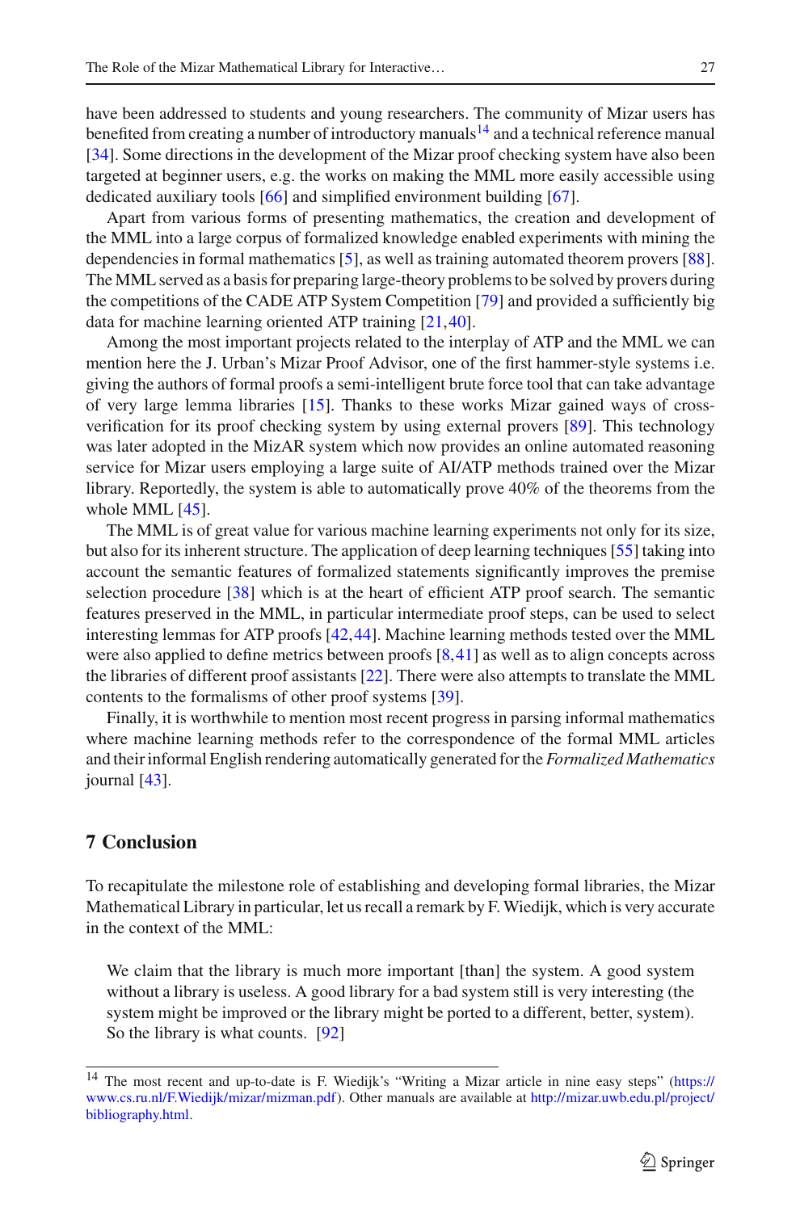have been addressed to students and young researchers. The community of Mizar users has benefited from creating a number of introductory manuals[14] and a technical reference manual [34]. Some directions in the development of the Mizar proof checking system have also been targeted at beginner users, e.g. the works on making the MML more easily accessible using dedicated auxiliary tools [66] and simplified environment building [67].

Apart from various forms of presenting mathematics, the creation and development of the MML into a large corpus of formalized knowledge enabled experiments with mining the dependencies in formal mathematics [5], as well as training automated theorem provers [88]. The MML served as a basis for preparing large-theory problems to be solved by provers during the competitions of the CADE ATP System Competition [79] and provided a sufficiently big data for machine learning oriented ATP training [21,40].

Among the most important projects related to the interplay of ATP and the MML we can mention here the J. Urban's Mizar Proof Advisor, one of the first hammer-style systems i.e. giving the authors of formal proofs a semi-intelligent brute force tool that can take advantage of very large lemma libraries [15]. Thanks to these works Mizar gained ways of cross-verification for its proof checking system by using external provers [89]. This technology was later adopted in the MizAR system which now provides an online automated reasoning service for Mizar users employing a large suite of AI/ATP methods trained over the Mizar library. Reportedly, the system is able to automatically prove 40% of the theorems from the whole MML [45].

The MML is of great value for various machine learning experiments not only for its size, but also for its inherent structure. The application of deep learning techniques [55] taking into account the semantic features of formalized statements significantly improves the premise selection procedure [38] which is at the heart of efficient ATP proof search. The semantic features preserved in the MML, in particular intermediate proof steps, can be used to select interesting lemmas for ATP proofs [42,44]. Machine learning methods tested over the MML were also applied to define metrics between proofs [8,41] as well as to align concepts across the libraries of different proof assistants [22]. There were also attempts to translate the MML contents to the formalisms of other proof systems [39].

Finally, it is worthwhile to mention most recent progress in parsing informal mathematics where machine learning methods refer to the correspondence of the formal MML articles and their informal English rendering automatically generated for the *Formalized Mathematics* journal [43].

## 7 Conclusion

To recapitulate the milestone role of establishing and developing formal libraries, the Mizar Mathematical Library in particular, let us recall a remark by F. Wiedijk, which is very accurate in the context of the MML:

> We claim that the library is much more important [than] the system. A good system without a library is useless. A good library for a bad system still is very interesting (the system might be improved or the library might be ported to a different, better, system). So the library is what counts. [92]

---

[14] The most recent and up-to-date is F. Wiedijk's "Writing a Mizar article in nine easy steps" (https://www.cs.ru.nl/F.Wiedijk/mizar/mizman.pdf). Other manuals are available at http://mizar.uwb.edu.pl/project/bibliography.html.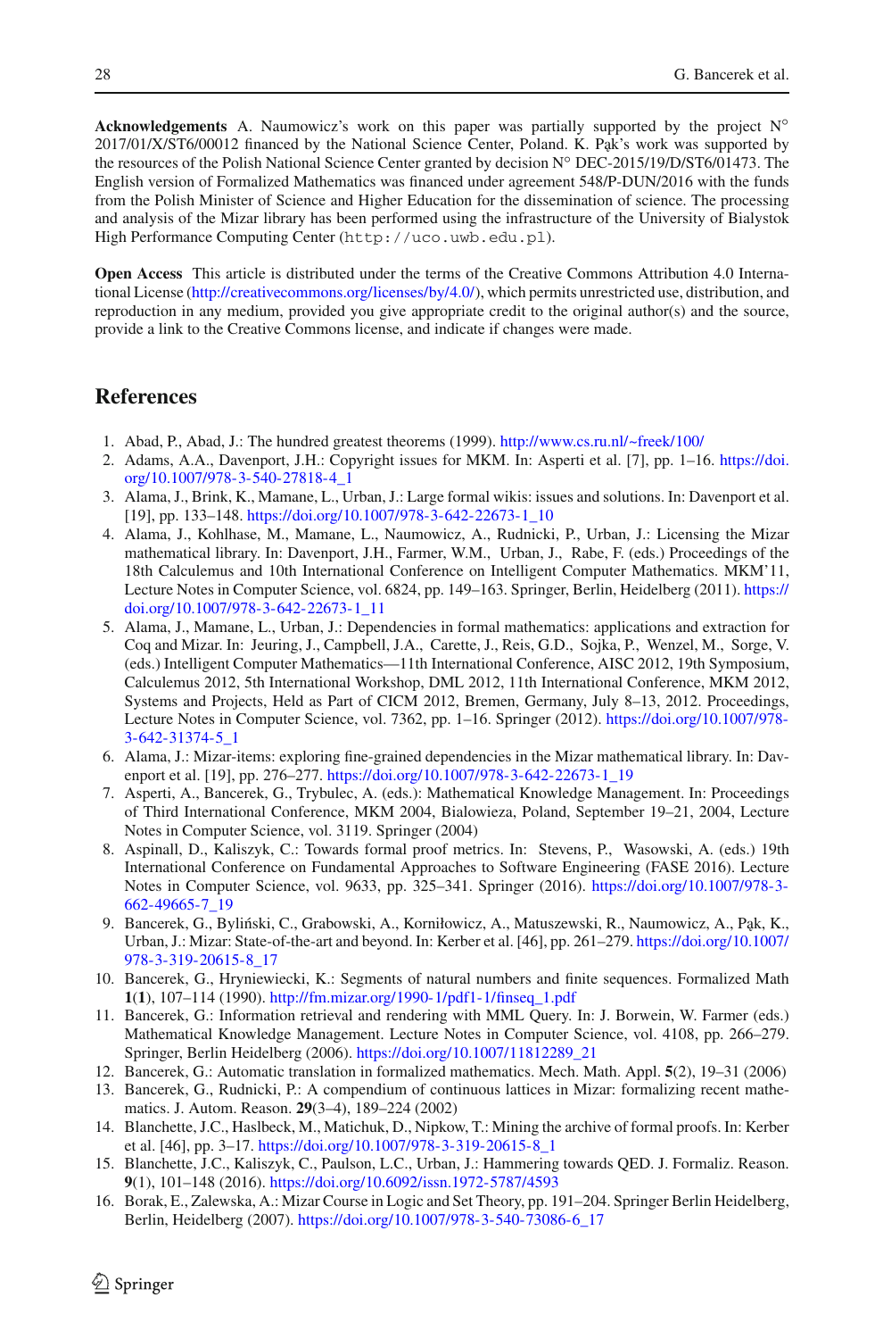**Acknowledgements** A. Naumowicz's work on this paper was partially supported by the project N° 2017/01/X/ST6/00012 financed by the National Science Center, Poland. K. Pąk's work was supported by the resources of the Polish National Science Center granted by decision N° DEC-2015/19/D/ST6/01473. The English version of Formalized Mathematics was financed under agreement 548/P-DUN/2016 with the funds from the Polish Minister of Science and Higher Education for the dissemination of science. The processing and analysis of the Mizar library has been performed using the infrastructure of the University of Bialystok High Performance Computing Center (`http://uco.uwb.edu.pl`).

**Open Access** This article is distributed under the terms of the Creative Commons Attribution 4.0 International License (http://creativecommons.org/licenses/by/4.0/), which permits unrestricted use, distribution, and reproduction in any medium, provided you give appropriate credit to the original author(s) and the source, provide a link to the Creative Commons license, and indicate if changes were made.

## References

1. Abad, P., Abad, J.: The hundred greatest theorems (1999). http://www.cs.ru.nl/~freek/100/
2. Adams, A.A., Davenport, J.H.: Copyright issues for MKM. In: Asperti et al. [7], pp. 1–16. https://doi.org/10.1007/978-3-540-27818-4_1
3. Alama, J., Brink, K., Mamane, L., Urban, J.: Large formal wikis: issues and solutions. In: Davenport et al. [19], pp. 133–148. https://doi.org/10.1007/978-3-642-22673-1_10
4. Alama, J., Kohlhase, M., Mamane, L., Naumowicz, A., Rudnicki, P., Urban, J.: Licensing the Mizar mathematical library. In: Davenport, J.H., Farmer, W.M., Urban, J., Rabe, F. (eds.) Proceedings of the 18th Calculemus and 10th International Conference on Intelligent Computer Mathematics. MKM'11, Lecture Notes in Computer Science, vol. 6824, pp. 149–163. Springer, Berlin, Heidelberg (2011). https://doi.org/10.1007/978-3-642-22673-1_11
5. Alama, J., Mamane, L., Urban, J.: Dependencies in formal mathematics: applications and extraction for Coq and Mizar. In: Jeuring, J., Campbell, J.A., Carette, J., Reis, G.D., Sojka, P., Wenzel, M., Sorge, V. (eds.) Intelligent Computer Mathematics—11th International Conference, AISC 2012, 19th Symposium, Calculemus 2012, 5th International Workshop, DML 2012, 11th International Conference, MKM 2012, Systems and Projects, Held as Part of CICM 2012, Bremen, Germany, July 8–13, 2012. Proceedings, Lecture Notes in Computer Science, vol. 7362, pp. 1–16. Springer (2012). https://doi.org/10.1007/978-3-642-31374-5_1
6. Alama, J.: Mizar-items: exploring fine-grained dependencies in the Mizar mathematical library. In: Davenport et al. [19], pp. 276–277. https://doi.org/10.1007/978-3-642-22673-1_19
7. Asperti, A., Bancerek, G., Trybulec, A. (eds.): Mathematical Knowledge Management. In: Proceedings of Third International Conference, MKM 2004, Bialowieza, Poland, September 19–21, 2004, Lecture Notes in Computer Science, vol. 3119. Springer (2004)
8. Aspinall, D., Kaliszyk, C.: Towards formal proof metrics. In: Stevens, P., Wasowski, A. (eds.) 19th International Conference on Fundamental Approaches to Software Engineering (FASE 2016). Lecture Notes in Computer Science, vol. 9633, pp. 325–341. Springer (2016). https://doi.org/10.1007/978-3-662-49665-7_19
9. Bancerek, G., Byliński, C., Grabowski, A., Korniłowicz, A., Matuszewski, R., Naumowicz, A., Pąk, K., Urban, J.: Mizar: State-of-the-art and beyond. In: Kerber et al. [46], pp. 261–279. https://doi.org/10.1007/978-3-319-20615-8_17
10. Bancerek, G., Hryniewiecki, K.: Segments of natural numbers and finite sequences. Formalized Math **1**(**1**), 107–114 (1990). http://fm.mizar.org/1990-1/pdf1-1/finseq_1.pdf
11. Bancerek, G.: Information retrieval and rendering with MML Query. In: J. Borwein, W. Farmer (eds.) Mathematical Knowledge Management. Lecture Notes in Computer Science, vol. 4108, pp. 266–279. Springer, Berlin Heidelberg (2006). https://doi.org/10.1007/11812289_21
12. Bancerek, G.: Automatic translation in formalized mathematics. Mech. Math. Appl. **5**(2), 19–31 (2006)
13. Bancerek, G., Rudnicki, P.: A compendium of continuous lattices in Mizar: formalizing recent mathematics. J. Autom. Reason. **29**(3–4), 189–224 (2002)
14. Blanchette, J.C., Haslbeck, M., Matichuk, D., Nipkow, T.: Mining the archive of formal proofs. In: Kerber et al. [46], pp. 3–17. https://doi.org/10.1007/978-3-319-20615-8_1
15. Blanchette, J.C., Kaliszyk, C., Paulson, L.C., Urban, J.: Hammering towards QED. J. Formaliz. Reason. **9**(1), 101–148 (2016). https://doi.org/10.6092/issn.1972-5787/4593
16. Borak, E., Zalewska, A.: Mizar Course in Logic and Set Theory, pp. 191–204. Springer Berlin Heidelberg, Berlin, Heidelberg (2007). https://doi.org/10.1007/978-3-540-73086-6_17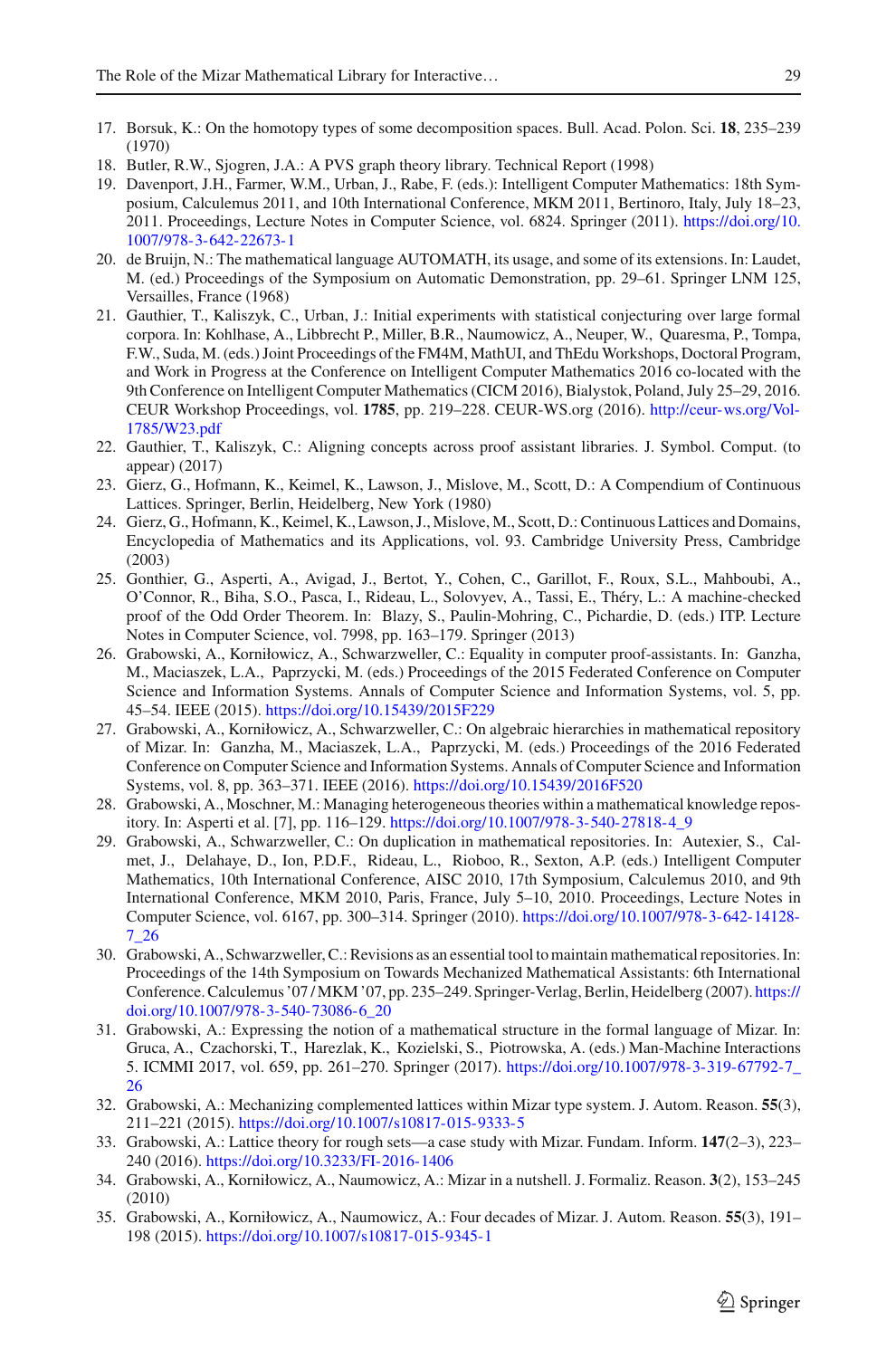17. Borsuk, K.: On the homotopy types of some decomposition spaces. Bull. Acad. Polon. Sci. **18**, 235–239 (1970)
18. Butler, R.W., Sjogren, J.A.: A PVS graph theory library. Technical Report (1998)
19. Davenport, J.H., Farmer, W.M., Urban, J., Rabe, F. (eds.): Intelligent Computer Mathematics: 18th Symposium, Calculemus 2011, and 10th International Conference, MKM 2011, Bertinoro, Italy, July 18–23, 2011. Proceedings, Lecture Notes in Computer Science, vol. 6824. Springer (2011). https://doi.org/10.1007/978-3-642-22673-1
20. de Bruijn, N.: The mathematical language AUTOMATH, its usage, and some of its extensions. In: Laudet, M. (ed.) Proceedings of the Symposium on Automatic Demonstration, pp. 29–61. Springer LNM 125, Versailles, France (1968)
21. Gauthier, T., Kaliszyk, C., Urban, J.: Initial experiments with statistical conjecturing over large formal corpora. In: Kohlhase, A., Libbrecht P., Miller, B.R., Naumowicz, A., Neuper, W., Quaresma, P., Tompa, F.W., Suda, M. (eds.) Joint Proceedings of the FM4M, MathUI, and ThEdu Workshops, Doctoral Program, and Work in Progress at the Conference on Intelligent Computer Mathematics 2016 co-located with the 9th Conference on Intelligent Computer Mathematics (CICM 2016), Bialystok, Poland, July 25–29, 2016. CEUR Workshop Proceedings, vol. **1785**, pp. 219–228. CEUR-WS.org (2016). http://ceur-ws.org/Vol-1785/W23.pdf
22. Gauthier, T., Kaliszyk, C.: Aligning concepts across proof assistant libraries. J. Symbol. Comput. (to appear) (2017)
23. Gierz, G., Hofmann, K., Keimel, K., Lawson, J., Mislove, M., Scott, D.: A Compendium of Continuous Lattices. Springer, Berlin, Heidelberg, New York (1980)
24. Gierz, G., Hofmann, K., Keimel, K., Lawson, J., Mislove, M., Scott, D.: Continuous Lattices and Domains, Encyclopedia of Mathematics and its Applications, vol. 93. Cambridge University Press, Cambridge (2003)
25. Gonthier, G., Asperti, A., Avigad, J., Bertot, Y., Cohen, C., Garillot, F., Roux, S.L., Mahboubi, A., O'Connor, R., Biha, S.O., Pasca, I., Rideau, L., Solovyev, A., Tassi, E., Théry, L.: A machine-checked proof of the Odd Order Theorem. In: Blazy, S., Paulin-Mohring, C., Pichardie, D. (eds.) ITP. Lecture Notes in Computer Science, vol. 7998, pp. 163–179. Springer (2013)
26. Grabowski, A., Korniłowicz, A., Schwarzweller, C.: Equality in computer proof-assistants. In: Ganzha, M., Maciaszek, L.A., Paprzycki, M. (eds.) Proceedings of the 2015 Federated Conference on Computer Science and Information Systems. Annals of Computer Science and Information Systems, vol. 5, pp. 45–54. IEEE (2015). https://doi.org/10.15439/2015F229
27. Grabowski, A., Korniłowicz, A., Schwarzweller, C.: On algebraic hierarchies in mathematical repository of Mizar. In: Ganzha, M., Maciaszek, L.A., Paprzycki, M. (eds.) Proceedings of the 2016 Federated Conference on Computer Science and Information Systems. Annals of Computer Science and Information Systems, vol. 8, pp. 363–371. IEEE (2016). https://doi.org/10.15439/2016F520
28. Grabowski, A., Moschner, M.: Managing heterogeneous theories within a mathematical knowledge repository. In: Asperti et al. [7], pp. 116–129. https://doi.org/10.1007/978-3-540-27818-4_9
29. Grabowski, A., Schwarzweller, C.: On duplication in mathematical repositories. In: Autexier, S., Calmet, J., Delahaye, D., Ion, P.D.F., Rideau, L., Rioboo, R., Sexton, A.P. (eds.) Intelligent Computer Mathematics, 10th International Conference, AISC 2010, 17th Symposium, Calculemus 2010, and 9th International Conference, MKM 2010, Paris, France, July 5–10, 2010. Proceedings, Lecture Notes in Computer Science, vol. 6167, pp. 300–314. Springer (2010). https://doi.org/10.1007/978-3-642-14128-7_26
30. Grabowski, A., Schwarzweller, C.: Revisions as an essential tool to maintain mathematical repositories. In: Proceedings of the 14th Symposium on Towards Mechanized Mathematical Assistants: 6th International Conference. Calculemus '07 / MKM '07, pp. 235–249. Springer-Verlag, Berlin, Heidelberg (2007). https://doi.org/10.1007/978-3-540-73086-6_20
31. Grabowski, A.: Expressing the notion of a mathematical structure in the formal language of Mizar. In: Gruca, A., Czachorski, T., Harezlak, K., Kozielski, S., Piotrowska, A. (eds.) Man-Machine Interactions 5. ICMMI 2017, vol. 659, pp. 261–270. Springer (2017). https://doi.org/10.1007/978-3-319-67792-7_26
32. Grabowski, A.: Mechanizing complemented lattices within Mizar type system. J. Autom. Reason. **55**(3), 211–221 (2015). https://doi.org/10.1007/s10817-015-9333-5
33. Grabowski, A.: Lattice theory for rough sets—a case study with Mizar. Fundam. Inform. **147**(2–3), 223–240 (2016). https://doi.org/10.3233/FI-2016-1406
34. Grabowski, A., Korniłowicz, A., Naumowicz, A.: Mizar in a nutshell. J. Formaliz. Reason. **3**(2), 153–245 (2010)
35. Grabowski, A., Korniłowicz, A., Naumowicz, A.: Four decades of Mizar. J. Autom. Reason. **55**(3), 191–198 (2015). https://doi.org/10.1007/s10817-015-9345-1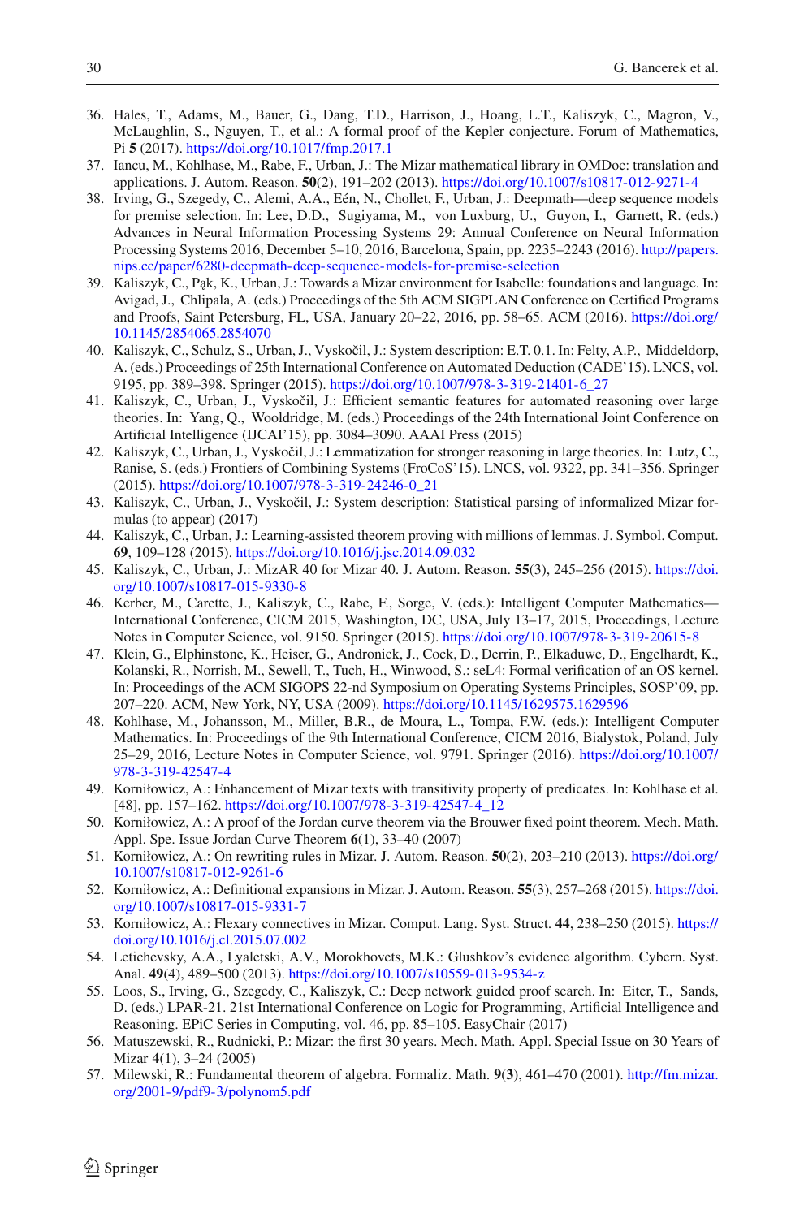36. Hales, T., Adams, M., Bauer, G., Dang, T.D., Harrison, J., Hoang, L.T., Kaliszyk, C., Magron, V., McLaughlin, S., Nguyen, T., et al.: A formal proof of the Kepler conjecture. Forum of Mathematics, Pi **5** (2017). https://doi.org/10.1017/fmp.2017.1
37. Iancu, M., Kohlhase, M., Rabe, F., Urban, J.: The Mizar mathematical library in OMDoc: translation and applications. J. Autom. Reason. **50**(2), 191–202 (2013). https://doi.org/10.1007/s10817-012-9271-4
38. Irving, G., Szegedy, C., Alemi, A.A., Eén, N., Chollet, F., Urban, J.: Deepmath—deep sequence models for premise selection. In: Lee, D.D., Sugiyama, M., von Luxburg, U., Guyon, I., Garnett, R. (eds.) Advances in Neural Information Processing Systems 29: Annual Conference on Neural Information Processing Systems 2016, December 5–10, 2016, Barcelona, Spain, pp. 2235–2243 (2016). http://papers.nips.cc/paper/6280-deepmath-deep-sequence-models-for-premise-selection
39. Kaliszyk, C., Pąk, K., Urban, J.: Towards a Mizar environment for Isabelle: foundations and language. In: Avigad, J., Chlipala, A. (eds.) Proceedings of the 5th ACM SIGPLAN Conference on Certified Programs and Proofs, Saint Petersburg, FL, USA, January 20–22, 2016, pp. 58–65. ACM (2016). https://doi.org/10.1145/2854065.2854070
40. Kaliszyk, C., Schulz, S., Urban, J., Vyskočil, J.: System description: E.T. 0.1. In: Felty, A.P., Middeldorp, A. (eds.) Proceedings of 25th International Conference on Automated Deduction (CADE'15). LNCS, vol. 9195, pp. 389–398. Springer (2015). https://doi.org/10.1007/978-3-319-21401-6_27
41. Kaliszyk, C., Urban, J., Vyskočil, J.: Efficient semantic features for automated reasoning over large theories. In: Yang, Q., Wooldridge, M. (eds.) Proceedings of the 24th International Joint Conference on Artificial Intelligence (IJCAI'15), pp. 3084–3090. AAAI Press (2015)
42. Kaliszyk, C., Urban, J., Vyskočil, J.: Lemmatization for stronger reasoning in large theories. In: Lutz, C., Ranise, S. (eds.) Frontiers of Combining Systems (FroCoS'15). LNCS, vol. 9322, pp. 341–356. Springer (2015). https://doi.org/10.1007/978-3-319-24246-0_21
43. Kaliszyk, C., Urban, J., Vyskočil, J.: System description: Statistical parsing of informalized Mizar formulas (to appear) (2017)
44. Kaliszyk, C., Urban, J.: Learning-assisted theorem proving with millions of lemmas. J. Symbol. Comput. **69**, 109–128 (2015). https://doi.org/10.1016/j.jsc.2014.09.032
45. Kaliszyk, C., Urban, J.: MizAR 40 for Mizar 40. J. Autom. Reason. **55**(3), 245–256 (2015). https://doi.org/10.1007/s10817-015-9330-8
46. Kerber, M., Carette, J., Kaliszyk, C., Rabe, F., Sorge, V. (eds.): Intelligent Computer Mathematics—International Conference, CICM 2015, Washington, DC, USA, July 13–17, 2015, Proceedings, Lecture Notes in Computer Science, vol. 9150. Springer (2015). https://doi.org/10.1007/978-3-319-20615-8
47. Klein, G., Elphinstone, K., Heiser, G., Andronick, J., Cock, D., Derrin, P., Elkaduwe, D., Engelhardt, K., Kolanski, R., Norrish, M., Sewell, T., Tuch, H., Winwood, S.: seL4: Formal verification of an OS kernel. In: Proceedings of the ACM SIGOPS 22-nd Symposium on Operating Systems Principles, SOSP'09, pp. 207–220. ACM, New York, NY, USA (2009). https://doi.org/10.1145/1629575.1629596
48. Kohlhase, M., Johansson, M., Miller, B.R., de Moura, L., Tompa, F.W. (eds.): Intelligent Computer Mathematics. In: Proceedings of the 9th International Conference, CICM 2016, Bialystok, Poland, July 25–29, 2016, Lecture Notes in Computer Science, vol. 9791. Springer (2016). https://doi.org/10.1007/978-3-319-42547-4
49. Korniłowicz, A.: Enhancement of Mizar texts with transitivity property of predicates. In: Kohlhase et al. [48], pp. 157–162. https://doi.org/10.1007/978-3-319-42547-4_12
50. Korniłowicz, A.: A proof of the Jordan curve theorem via the Brouwer fixed point theorem. Mech. Math. Appl. Spe. Issue Jordan Curve Theorem **6**(1), 33–40 (2007)
51. Korniłowicz, A.: On rewriting rules in Mizar. J. Autom. Reason. **50**(2), 203–210 (2013). https://doi.org/10.1007/s10817-012-9261-6
52. Korniłowicz, A.: Definitional expansions in Mizar. J. Autom. Reason. **55**(3), 257–268 (2015). https://doi.org/10.1007/s10817-015-9331-7
53. Korniłowicz, A.: Flexary connectives in Mizar. Comput. Lang. Syst. Struct. **44**, 238–250 (2015). https://doi.org/10.1016/j.cl.2015.07.002
54. Letichevsky, A.A., Lyaletski, A.V., Morokhovets, M.K.: Glushkov's evidence algorithm. Cybern. Syst. Anal. **49**(4), 489–500 (2013). https://doi.org/10.1007/s10559-013-9534-z
55. Loos, S., Irving, G., Szegedy, C., Kaliszyk, C.: Deep network guided proof search. In: Eiter, T., Sands, D. (eds.) LPAR-21. 21st International Conference on Logic for Programming, Artificial Intelligence and Reasoning. EPiC Series in Computing, vol. 46, pp. 85–105. EasyChair (2017)
56. Matuszewski, R., Rudnicki, P.: Mizar: the first 30 years. Mech. Math. Appl. Special Issue on 30 Years of Mizar **4**(1), 3–24 (2005)
57. Milewski, R.: Fundamental theorem of algebra. Formaliz. Math. **9**(**3**), 461–470 (2001). http://fm.mizar.org/2001-9/pdf9-3/polynom5.pdf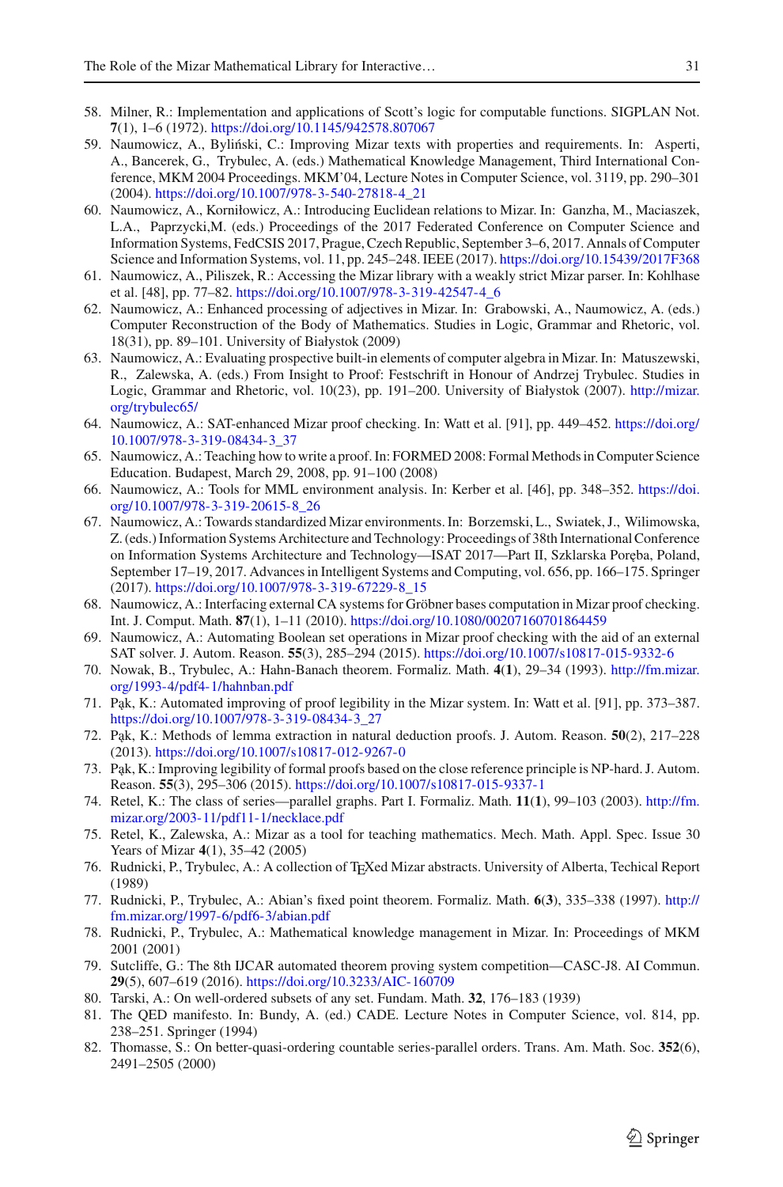58. Milner, R.: Implementation and applications of Scott's logic for computable functions. SIGPLAN Not. **7**(1), 1–6 (1972). https://doi.org/10.1145/942578.807067
59. Naumowicz, A., Byliński, C.: Improving Mizar texts with properties and requirements. In: Asperti, A., Bancerek, G., Trybulec, A. (eds.) Mathematical Knowledge Management, Third International Conference, MKM 2004 Proceedings. MKM'04, Lecture Notes in Computer Science, vol. 3119, pp. 290–301 (2004). https://doi.org/10.1007/978-3-540-27818-4_21
60. Naumowicz, A., Korniłowicz, A.: Introducing Euclidean relations to Mizar. In: Ganzha, M., Maciaszek, L.A., Paprzycki,M. (eds.) Proceedings of the 2017 Federated Conference on Computer Science and Information Systems, FedCSIS 2017, Prague, Czech Republic, September 3–6, 2017. Annals of Computer Science and Information Systems, vol. 11, pp. 245–248. IEEE (2017). https://doi.org/10.15439/2017F368
61. Naumowicz, A., Piliszek, R.: Accessing the Mizar library with a weakly strict Mizar parser. In: Kohlhase et al. [48], pp. 77–82. https://doi.org/10.1007/978-3-319-42547-4_6
62. Naumowicz, A.: Enhanced processing of adjectives in Mizar. In: Grabowski, A., Naumowicz, A. (eds.) Computer Reconstruction of the Body of Mathematics. Studies in Logic, Grammar and Rhetoric, vol. 18(31), pp. 89–101. University of Białystok (2009)
63. Naumowicz, A.: Evaluating prospective built-in elements of computer algebra in Mizar. In: Matuszewski, R., Zalewska, A. (eds.) From Insight to Proof: Festschrift in Honour of Andrzej Trybulec. Studies in Logic, Grammar and Rhetoric, vol. 10(23), pp. 191–200. University of Białystok (2007). http://mizar.org/trybulec65/
64. Naumowicz, A.: SAT-enhanced Mizar proof checking. In: Watt et al. [91], pp. 449–452. https://doi.org/10.1007/978-3-319-08434-3_37
65. Naumowicz, A.: Teaching how to write a proof. In: FORMED 2008: Formal Methods in Computer Science Education. Budapest, March 29, 2008, pp. 91–100 (2008)
66. Naumowicz, A.: Tools for MML environment analysis. In: Kerber et al. [46], pp. 348–352. https://doi.org/10.1007/978-3-319-20615-8_26
67. Naumowicz, A.: Towards standardized Mizar environments. In: Borzemski, L., Swiatek, J., Wilimowska, Z. (eds.) Information Systems Architecture and Technology: Proceedings of 38th International Conference on Information Systems Architecture and Technology—ISAT 2017—Part II, Szklarska Poręba, Poland, September 17–19, 2017. Advances in Intelligent Systems and Computing, vol. 656, pp. 166–175. Springer (2017). https://doi.org/10.1007/978-3-319-67229-8_15
68. Naumowicz, A.: Interfacing external CA systems for Gröbner bases computation in Mizar proof checking. Int. J. Comput. Math. **87**(1), 1–11 (2010). https://doi.org/10.1080/00207160701864459
69. Naumowicz, A.: Automating Boolean set operations in Mizar proof checking with the aid of an external SAT solver. J. Autom. Reason. **55**(3), 285–294 (2015). https://doi.org/10.1007/s10817-015-9332-6
70. Nowak, B., Trybulec, A.: Hahn-Banach theorem. Formaliz. Math. **4**(**1**), 29–34 (1993). http://fm.mizar.org/1993-4/pdf4-1/hahnban.pdf
71. Pąk, K.: Automated improving of proof legibility in the Mizar system. In: Watt et al. [91], pp. 373–387. https://doi.org/10.1007/978-3-319-08434-3_27
72. Pąk, K.: Methods of lemma extraction in natural deduction proofs. J. Autom. Reason. **50**(2), 217–228 (2013). https://doi.org/10.1007/s10817-012-9267-0
73. Pąk, K.: Improving legibility of formal proofs based on the close reference principle is NP-hard. J. Autom. Reason. **55**(3), 295–306 (2015). https://doi.org/10.1007/s10817-015-9337-1
74. Retel, K.: The class of series—parallel graphs. Part I. Formaliz. Math. **11**(**1**), 99–103 (2003). http://fm.mizar.org/2003-11/pdf11-1/necklace.pdf
75. Retel, K., Zalewska, A.: Mizar as a tool for teaching mathematics. Mech. Math. Appl. Spec. Issue 30 Years of Mizar **4**(1), 35–42 (2005)
76. Rudnicki, P., Trybulec, A.: A collection of TEXed Mizar abstracts. University of Alberta, Techical Report (1989)
77. Rudnicki, P., Trybulec, A.: Abian's fixed point theorem. Formaliz. Math. **6**(**3**), 335–338 (1997). http://fm.mizar.org/1997-6/pdf6-3/abian.pdf
78. Rudnicki, P., Trybulec, A.: Mathematical knowledge management in Mizar. In: Proceedings of MKM 2001 (2001)
79. Sutcliffe, G.: The 8th IJCAR automated theorem proving system competition—CASC-J8. AI Commun. **29**(5), 607–619 (2016). https://doi.org/10.3233/AIC-160709
80. Tarski, A.: On well-ordered subsets of any set. Fundam. Math. **32**, 176–183 (1939)
81. The QED manifesto. In: Bundy, A. (ed.) CADE. Lecture Notes in Computer Science, vol. 814, pp. 238–251. Springer (1994)
82. Thomasse, S.: On better-quasi-ordering countable series-parallel orders. Trans. Am. Math. Soc. **352**(6), 2491–2505 (2000)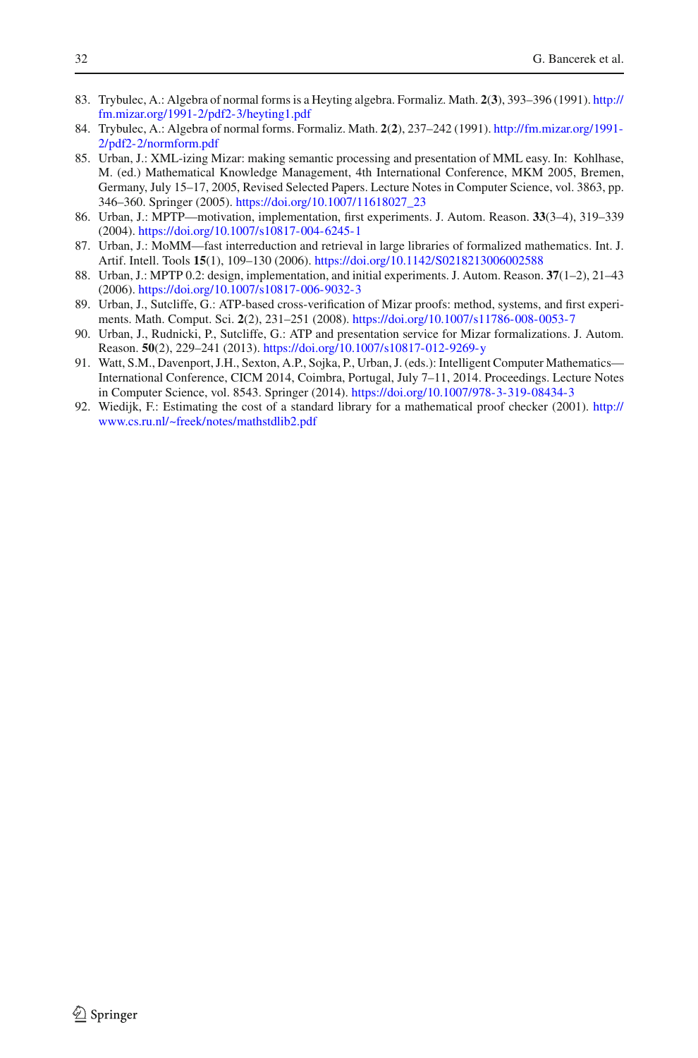83. Trybulec, A.: Algebra of normal forms is a Heyting algebra. Formaliz. Math. **2**(**3**), 393–396 (1991). http://fm.mizar.org/1991-2/pdf2-3/heyting1.pdf
84. Trybulec, A.: Algebra of normal forms. Formaliz. Math. **2**(**2**), 237–242 (1991). http://fm.mizar.org/1991-2/pdf2-2/normform.pdf
85. Urban, J.: XML-izing Mizar: making semantic processing and presentation of MML easy. In: Kohlhase, M. (ed.) Mathematical Knowledge Management, 4th International Conference, MKM 2005, Bremen, Germany, July 15–17, 2005, Revised Selected Papers. Lecture Notes in Computer Science, vol. 3863, pp. 346–360. Springer (2005). https://doi.org/10.1007/11618027_23
86. Urban, J.: MPTP—motivation, implementation, first experiments. J. Autom. Reason. **33**(3–4), 319–339 (2004). https://doi.org/10.1007/s10817-004-6245-1
87. Urban, J.: MoMM—fast interreduction and retrieval in large libraries of formalized mathematics. Int. J. Artif. Intell. Tools **15**(1), 109–130 (2006). https://doi.org/10.1142/S0218213006002588
88. Urban, J.: MPTP 0.2: design, implementation, and initial experiments. J. Autom. Reason. **37**(1–2), 21–43 (2006). https://doi.org/10.1007/s10817-006-9032-3
89. Urban, J., Sutcliffe, G.: ATP-based cross-verification of Mizar proofs: method, systems, and first experiments. Math. Comput. Sci. **2**(2), 231–251 (2008). https://doi.org/10.1007/s11786-008-0053-7
90. Urban, J., Rudnicki, P., Sutcliffe, G.: ATP and presentation service for Mizar formalizations. J. Autom. Reason. **50**(2), 229–241 (2013). https://doi.org/10.1007/s10817-012-9269-y
91. Watt, S.M., Davenport, J.H., Sexton, A.P., Sojka, P., Urban, J. (eds.): Intelligent Computer Mathematics—International Conference, CICM 2014, Coimbra, Portugal, July 7–11, 2014. Proceedings. Lecture Notes in Computer Science, vol. 8543. Springer (2014). https://doi.org/10.1007/978-3-319-08434-3
92. Wiedijk, F.: Estimating the cost of a standard library for a mathematical proof checker (2001). http://www.cs.ru.nl/~freek/notes/mathstdlib2.pdf